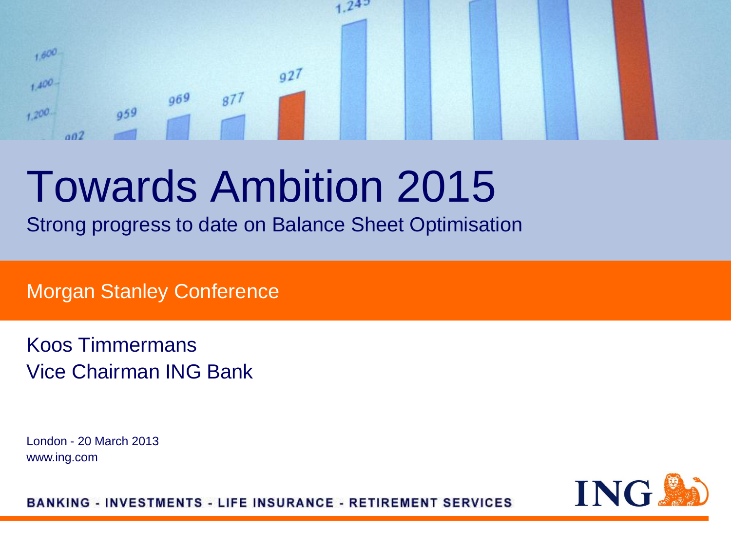# Towards Ambition 2015

Strong progress to date on Balance Sheet Optimisation

Morgan Stanley Conference

Koos Timmermans
Vice Chairman ING Bank

London - 20 March 2013
www.ing.com

BANKING - INVESTMENTS - LIFE INSURANCE - RETIREMENT SERVICES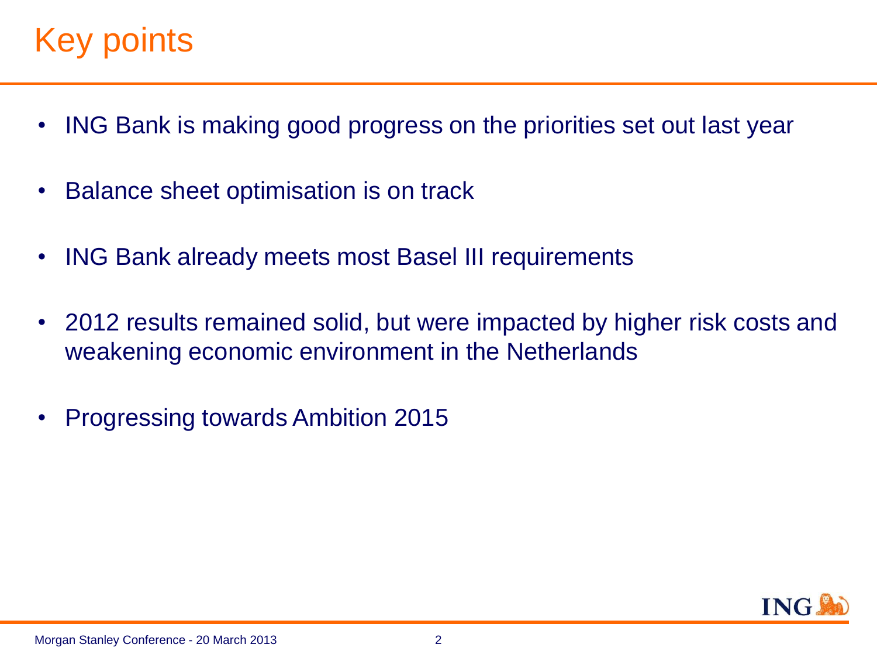# Key points

- ING Bank is making good progress on the priorities set out last year
- Balance sheet optimisation is on track
- ING Bank already meets most Basel III requirements
- 2012 results remained solid, but were impacted by higher risk costs and weakening economic environment in the Netherlands
- Progressing towards Ambition 2015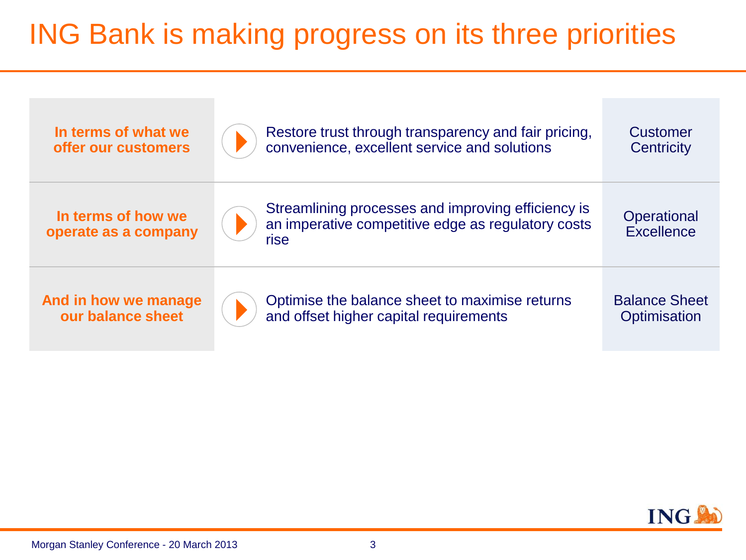# ING Bank is making progress on its three priorities

| | | |
|---|---|---|
| **In terms of what we offer our customers** | Restore trust through transparency and fair pricing, convenience, excellent service and solutions | Customer Centricity |
| **In terms of how we operate as a company** | Streamlining processes and improving efficiency is an imperative competitive edge as regulatory costs rise | Operational Excellence |
| **And in how we manage our balance sheet** | Optimise the balance sheet to maximise returns and offset higher capital requirements | Balance Sheet Optimisation |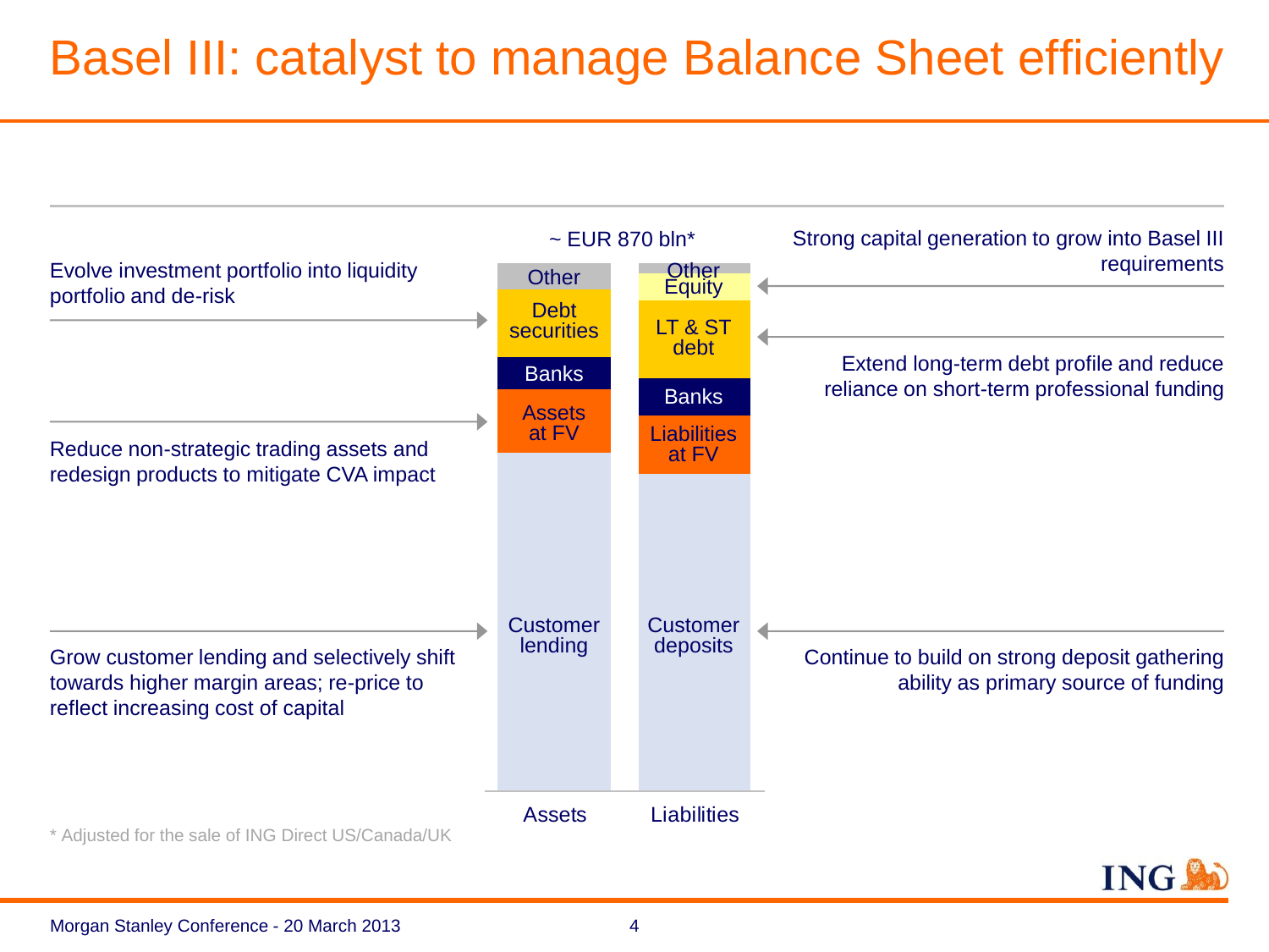# Basel III: catalyst to manage Balance Sheet efficiently

~ EUR 870 bln*

| Assets | Liabilities |
|---|---|
| Other | Other |
| Debt securities | Equity |
| Banks | LT & ST debt |
| Assets at FV | Banks |
| Customer lending | Liabilities at FV |
| | Customer deposits |

**Assets:**

- Evolve investment portfolio into liquidity portfolio and de-risk
- Reduce non-strategic trading assets and redesign products to mitigate CVA impact
- Grow customer lending and selectively shift towards higher margin areas; re-price to reflect increasing cost of capital

**Liabilities:**

- Strong capital generation to grow into Basel III requirements
- Extend long-term debt profile and reduce reliance on short-term professional funding
- Continue to build on strong deposit gathering ability as primary source of funding

\* Adjusted for the sale of ING Direct US/Canada/UK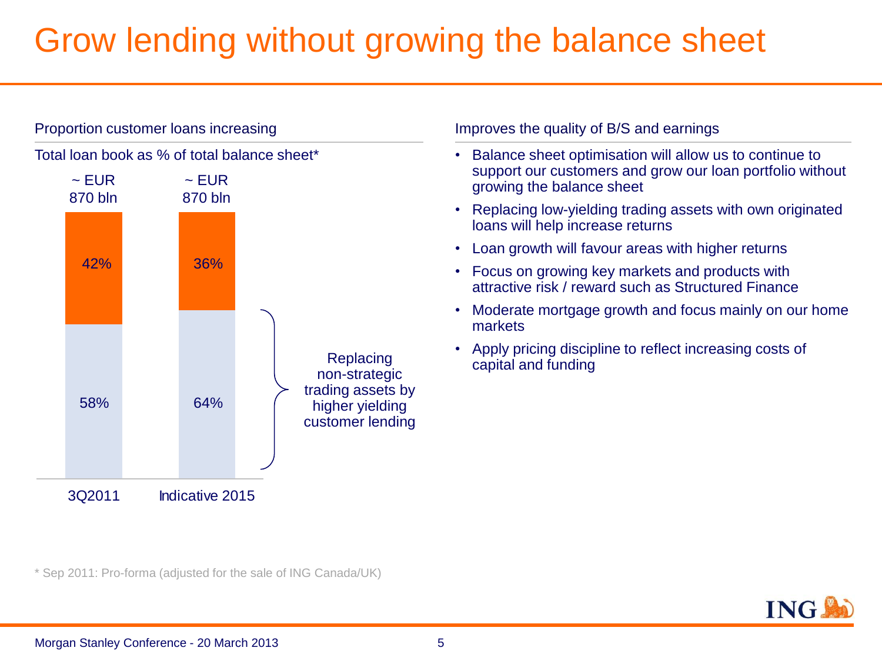# Grow lending without growing the balance sheet

## Proportion customer loans increasing

Total loan book as % of total balance sheet*

| | 3Q2011 | Indicative 2015 |
|---|---|---|
| Total balance sheet | ~ EUR 870 bln | ~ EUR 870 bln |
| Other | 42% | 36% |
| Total loan book | 58% | 64% |

Replacing non-strategic trading assets by higher yielding customer lending

## Improves the quality of B/S and earnings

- Balance sheet optimisation will allow us to continue to support our customers and grow our loan portfolio without growing the balance sheet
- Replacing low-yielding trading assets with own originated loans will help increase returns
- Loan growth will favour areas with higher returns
- Focus on growing key markets and products with attractive risk / reward such as Structured Finance
- Moderate mortgage growth and focus mainly on our home markets
- Apply pricing discipline to reflect increasing costs of capital and funding

* Sep 2011: Pro-forma (adjusted for the sale of ING Canada/UK)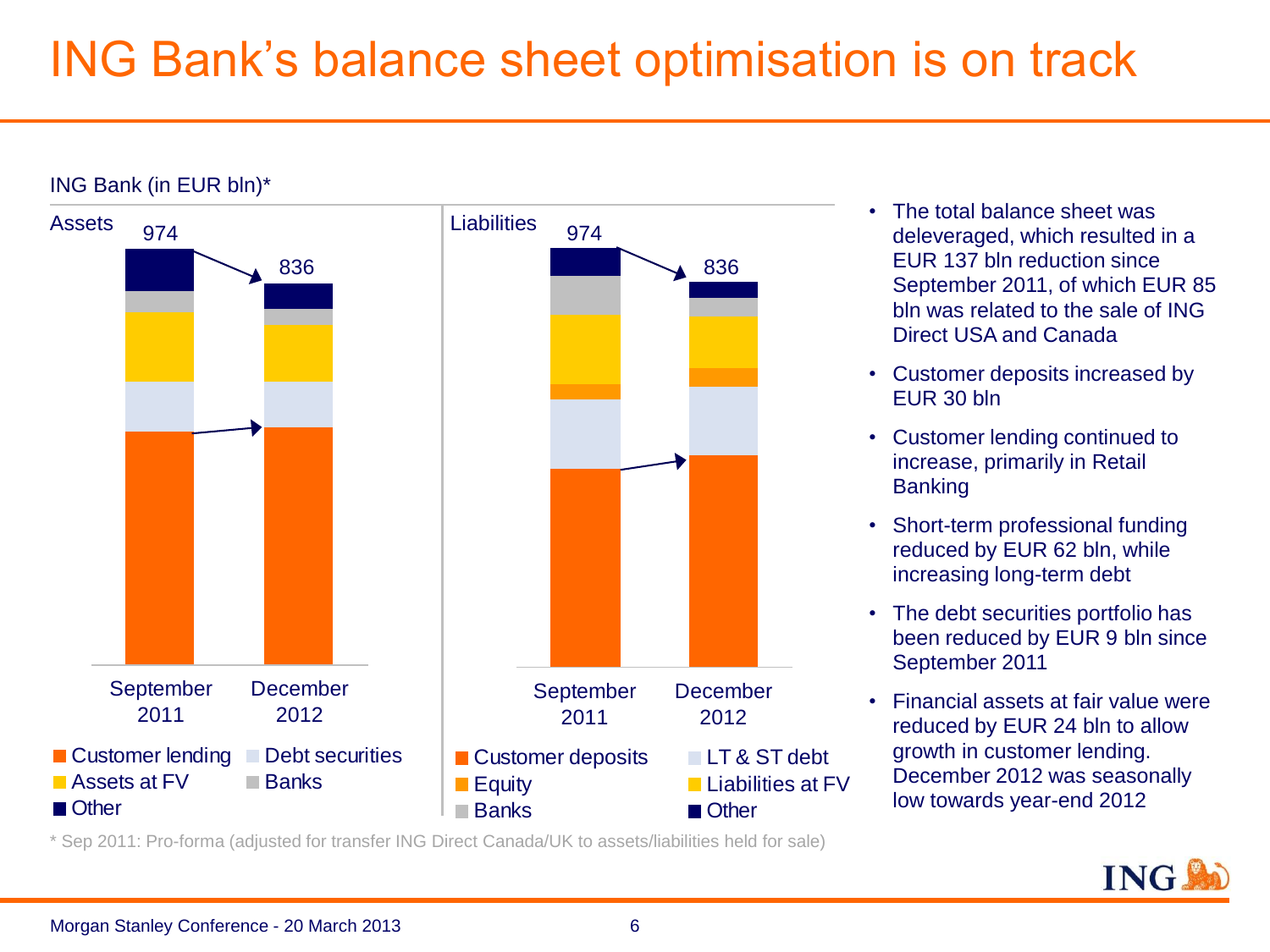# ING Bank's balance sheet optimisation is on track

ING Bank (in EUR bln)*

**Assets**

| | September 2011 | December 2012 |
|---|---|---|
| Total | 974 | 836 |

Legend: Customer lending, Debt securities, Assets at FV, Banks, Other

**Liabilities**

| | September 2011 | December 2012 |
|---|---|---|
| Total | 974 | 836 |

Legend: Customer deposits, LT & ST debt, Equity, Liabilities at FV, Banks, Other

\* Sep 2011: Pro-forma (adjusted for transfer ING Direct Canada/UK to assets/liabilities held for sale)

- The total balance sheet was deleveraged, which resulted in a EUR 137 bln reduction since September 2011, of which EUR 85 bln was related to the sale of ING Direct USA and Canada
- Customer deposits increased by EUR 30 bln
- Customer lending continued to increase, primarily in Retail Banking
- Short-term professional funding reduced by EUR 62 bln, while increasing long-term debt
- The debt securities portfolio has been reduced by EUR 9 bln since September 2011
- Financial assets at fair value were reduced by EUR 24 bln to allow growth in customer lending. December 2012 was seasonally low towards year-end 2012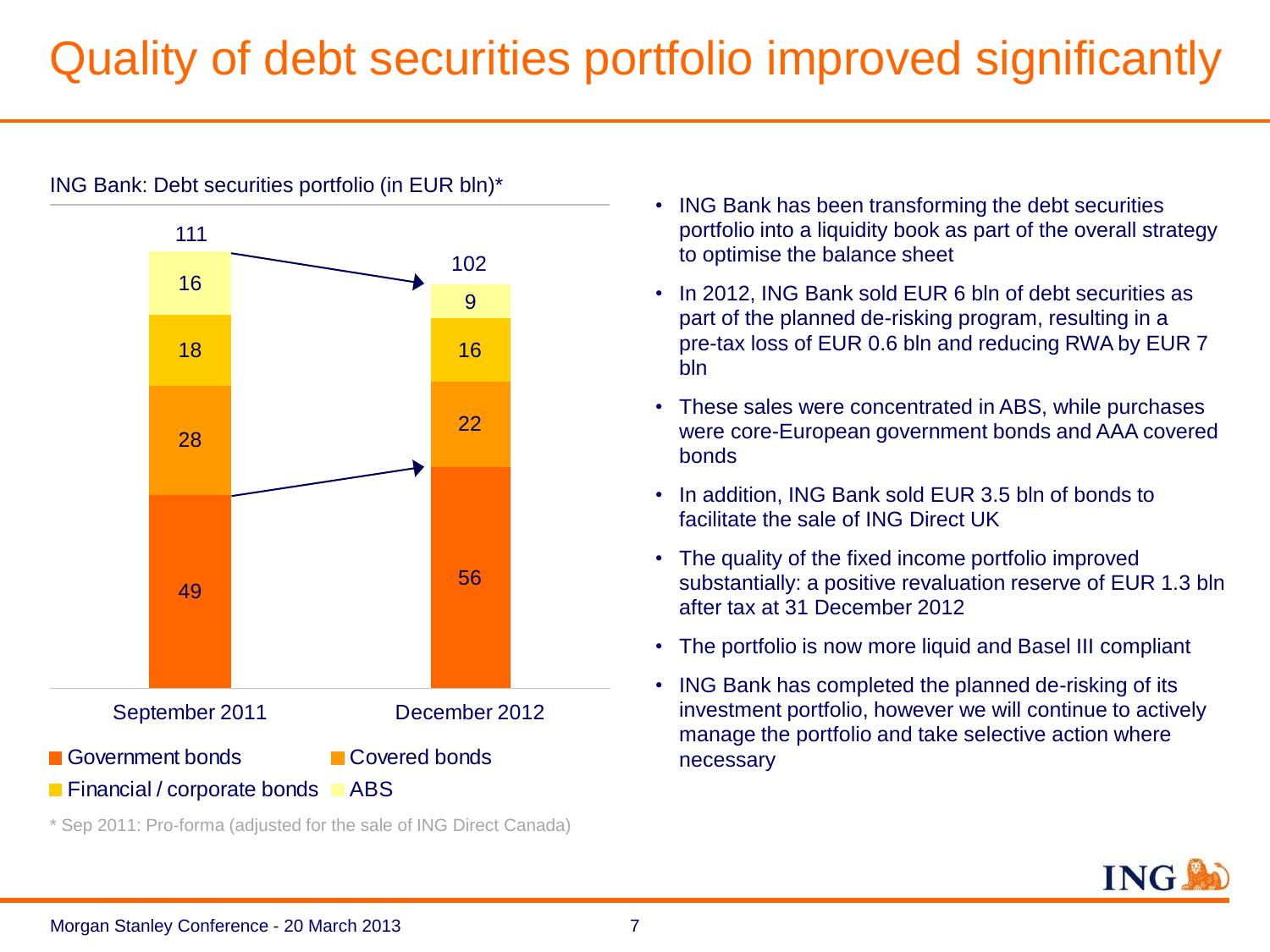# Quality of debt securities portfolio improved significantly

ING Bank: Debt securities portfolio (in EUR bln)*

| | September 2011 | December 2012 |
|---|---|---|
| Government bonds | 49 | 56 |
| Covered bonds | 28 | 22 |
| Financial / corporate bonds | 18 | 16 |
| ABS | 16 | 9 |
| Total | 111 | 102 |

\* Sep 2011: Pro-forma (adjusted for the sale of ING Direct Canada)

- ING Bank has been transforming the debt securities portfolio into a liquidity book as part of the overall strategy to optimise the balance sheet
- In 2012, ING Bank sold EUR 6 bln of debt securities as part of the planned de-risking program, resulting in a pre-tax loss of EUR 0.6 bln and reducing RWA by EUR 7 bln
- These sales were concentrated in ABS, while purchases were core-European government bonds and AAA covered bonds
- In addition, ING Bank sold EUR 3.5 bln of bonds to facilitate the sale of ING Direct UK
- The quality of the fixed income portfolio improved substantially: a positive revaluation reserve of EUR 1.3 bln after tax at 31 December 2012
- The portfolio is now more liquid and Basel III compliant
- ING Bank has completed the planned de-risking of its investment portfolio, however we will continue to actively manage the portfolio and take selective action where necessary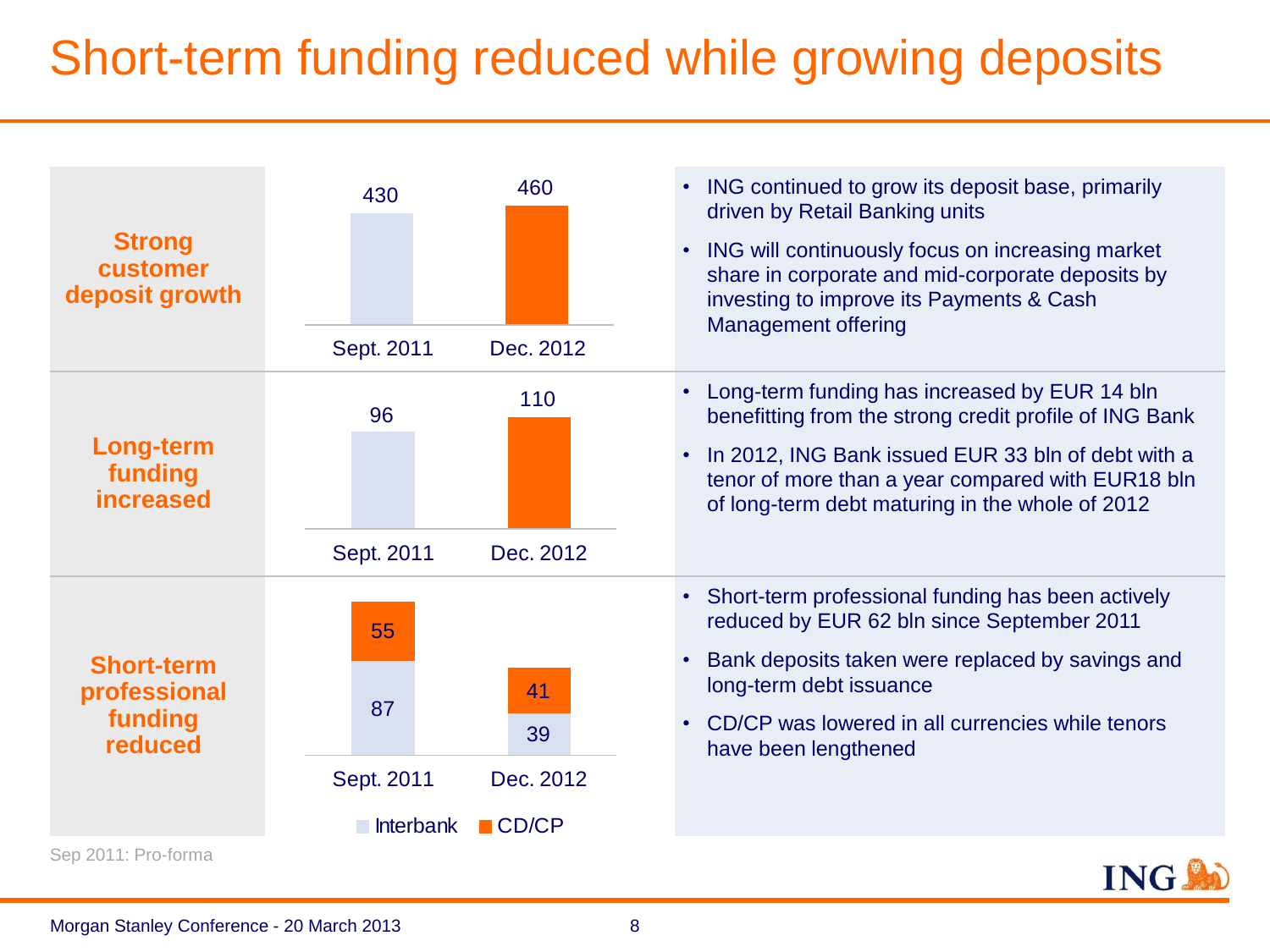# Short-term funding reduced while growing deposits

### Strong customer deposit growth

| | Sept. 2011 | Dec. 2012 |
|---|---|---|
| Customer deposits | 430 | 460 |

- ING continued to grow its deposit base, primarily driven by Retail Banking units
- ING will continuously focus on increasing market share in corporate and mid-corporate deposits by investing to improve its Payments & Cash Management offering

### Long-term funding increased

| | Sept. 2011 | Dec. 2012 |
|---|---|---|
| Long-term funding | 96 | 110 |

- Long-term funding has increased by EUR 14 bln benefitting from the strong credit profile of ING Bank
- In 2012, ING Bank issued EUR 33 bln of debt with a tenor of more than a year compared with EUR18 bln of long-term debt maturing in the whole of 2012

### Short-term professional funding reduced

| | Sept. 2011 | Dec. 2012 |
|---|---|---|
| Interbank | 87 | 39 |
| CD/CP | 55 | 41 |

- Short-term professional funding has been actively reduced by EUR 62 bln since September 2011
- Bank deposits taken were replaced by savings and long-term debt issuance
- CD/CP was lowered in all currencies while tenors have been lengthened

Sep 2011: Pro-forma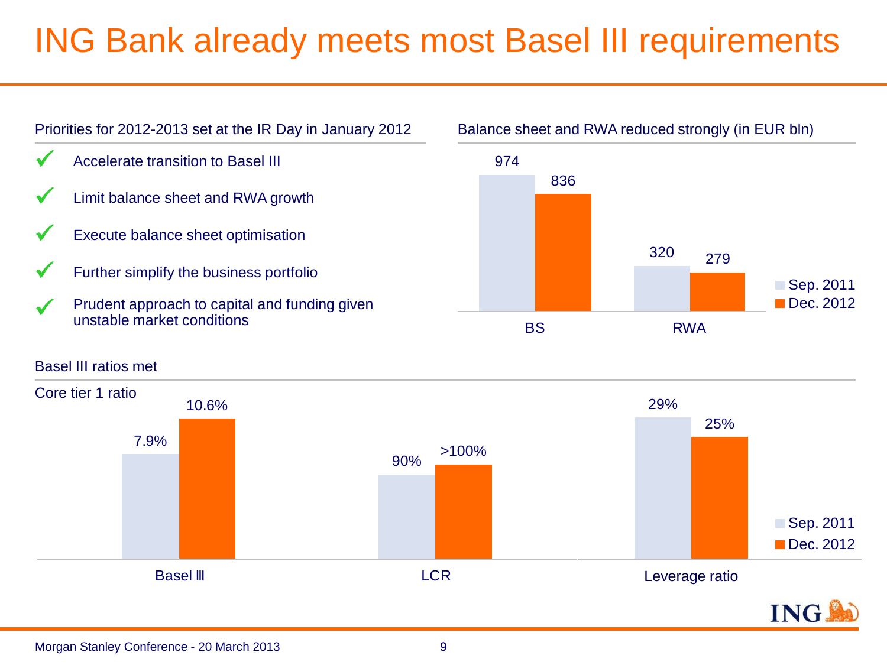# ING Bank already meets most Basel III requirements

## Priorities for 2012-2013 set at the IR Day in January 2012

- ✓ Accelerate transition to Basel III
- ✓ Limit balance sheet and RWA growth
- ✓ Execute balance sheet optimisation
- ✓ Further simplify the business portfolio
- ✓ Prudent approach to capital and funding given unstable market conditions

## Balance sheet and RWA reduced strongly (in EUR bln)

| | Sep. 2011 | Dec. 2012 |
|---|---|---|
| BS | 974 | 836 |
| RWA | 320 | 279 |

## Basel III ratios met

Core tier 1 ratio

| | Sep. 2011 | Dec. 2012 |
|---|---|---|
| Basel III | 7.9% | 10.6% |
| LCR | 90% | >100% |
| Leverage ratio | 29% | 25% |

Morgan Stanley Conference - 20 March 2013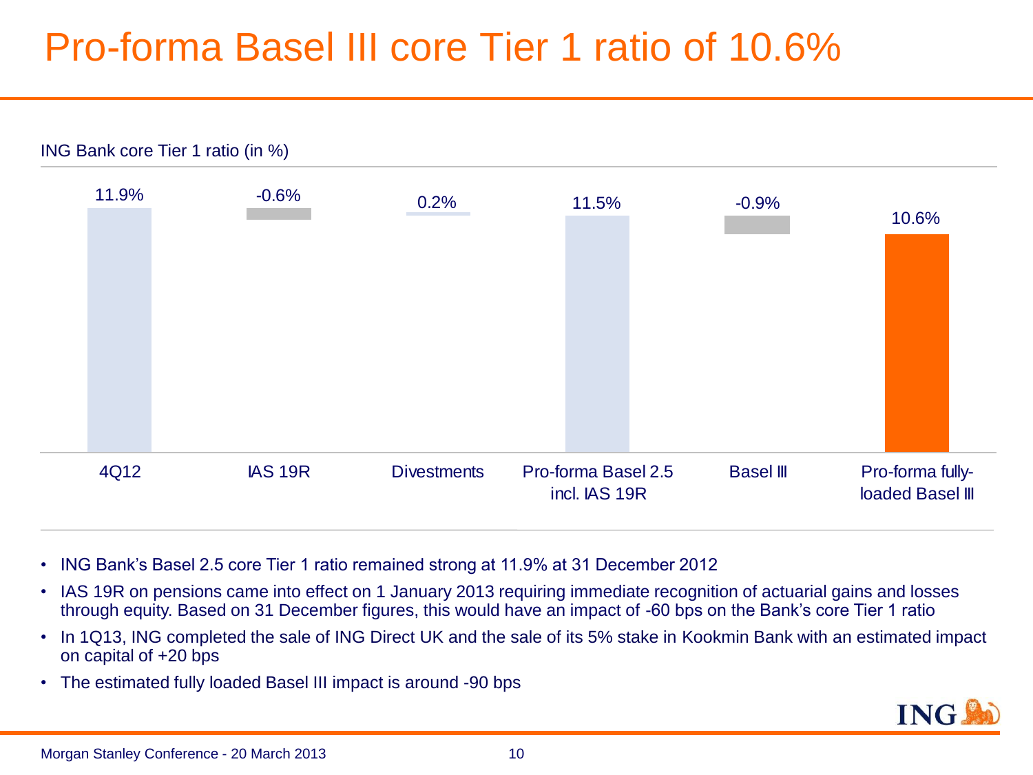# Pro-forma Basel III core Tier 1 ratio of 10.6%

ING Bank core Tier 1 ratio (in %)

| 4Q12 | IAS 19R | Divestments | Pro-forma Basel 2.5 incl. IAS 19R | Basel III | Pro-forma fully-loaded Basel III |
|---|---|---|---|---|---|
| 11.9% | -0.6% | 0.2% | 11.5% | -0.9% | 10.6% |

- ING Bank's Basel 2.5 core Tier 1 ratio remained strong at 11.9% at 31 December 2012
- IAS 19R on pensions came into effect on 1 January 2013 requiring immediate recognition of actuarial gains and losses through equity. Based on 31 December figures, this would have an impact of -60 bps on the Bank's core Tier 1 ratio
- In 1Q13, ING completed the sale of ING Direct UK and the sale of its 5% stake in Kookmin Bank with an estimated impact on capital of +20 bps
- The estimated fully loaded Basel III impact is around -90 bps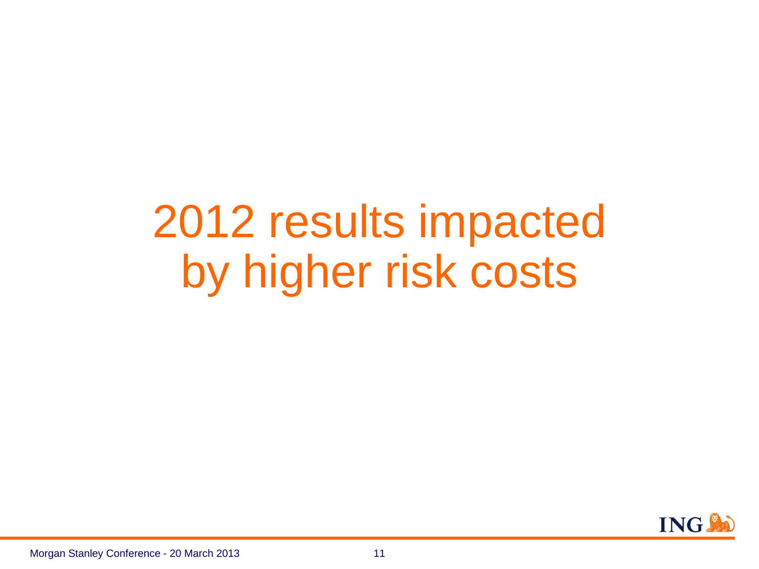# 2012 results impacted by higher risk costs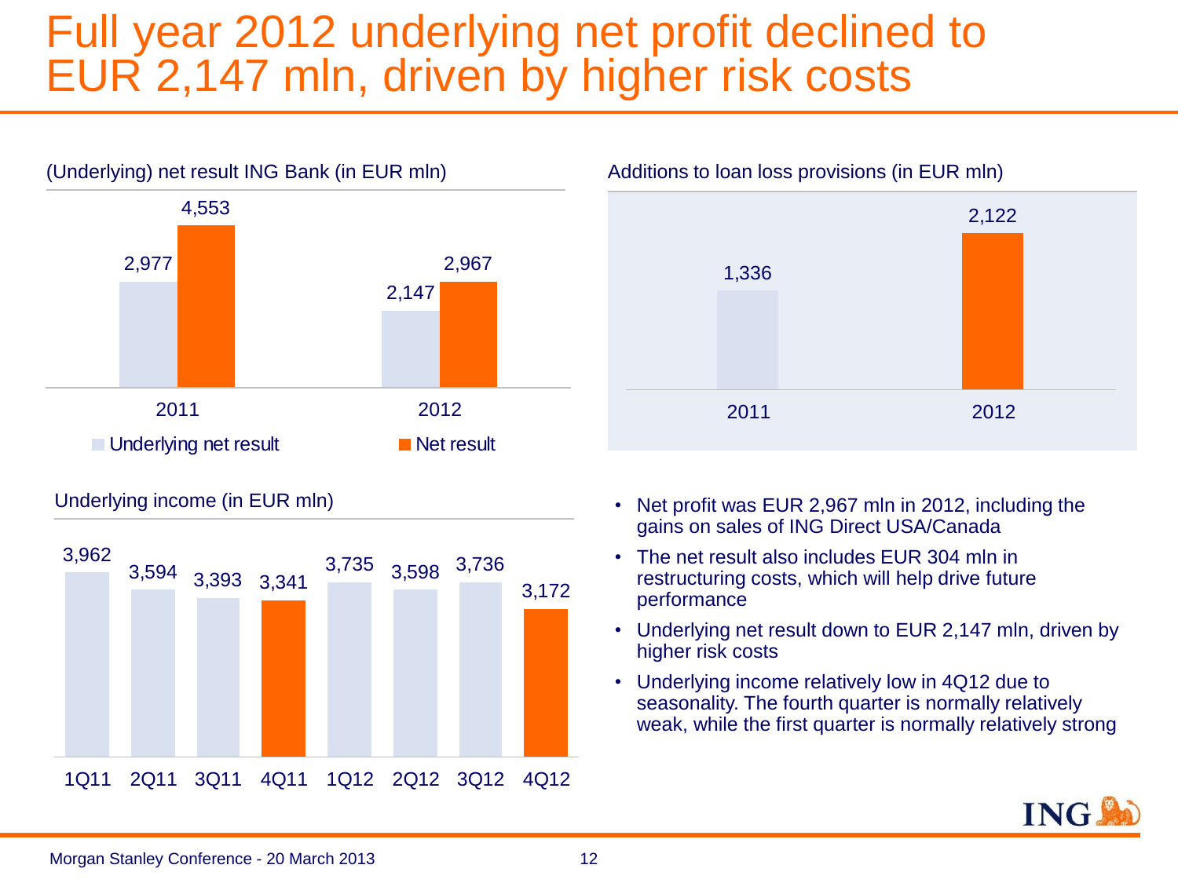# Full year 2012 underlying net profit declined to EUR 2,147 mln, driven by higher risk costs

**(Underlying) net result ING Bank (in EUR mln)**

| | Underlying net result | Net result |
|---|---|---|
| 2011 | 2,977 | 4,553 |
| 2012 | 2,147 | 2,967 |

**Additions to loan loss provisions (in EUR mln)**

| 2011 | 2012 |
|---|---|
| 1,336 | 2,122 |

**Underlying income (in EUR mln)**

| 1Q11 | 2Q11 | 3Q11 | 4Q11 | 1Q12 | 2Q12 | 3Q12 | 4Q12 |
|---|---|---|---|---|---|---|---|
| 3,962 | 3,594 | 3,393 | 3,341 | 3,735 | 3,598 | 3,736 | 3,172 |

- Net profit was EUR 2,967 mln in 2012, including the gains on sales of ING Direct USA/Canada
- The net result also includes EUR 304 mln in restructuring costs, which will help drive future performance
- Underlying net result down to EUR 2,147 mln, driven by higher risk costs
- Underlying income relatively low in 4Q12 due to seasonality. The fourth quarter is normally relatively weak, while the first quarter is normally relatively strong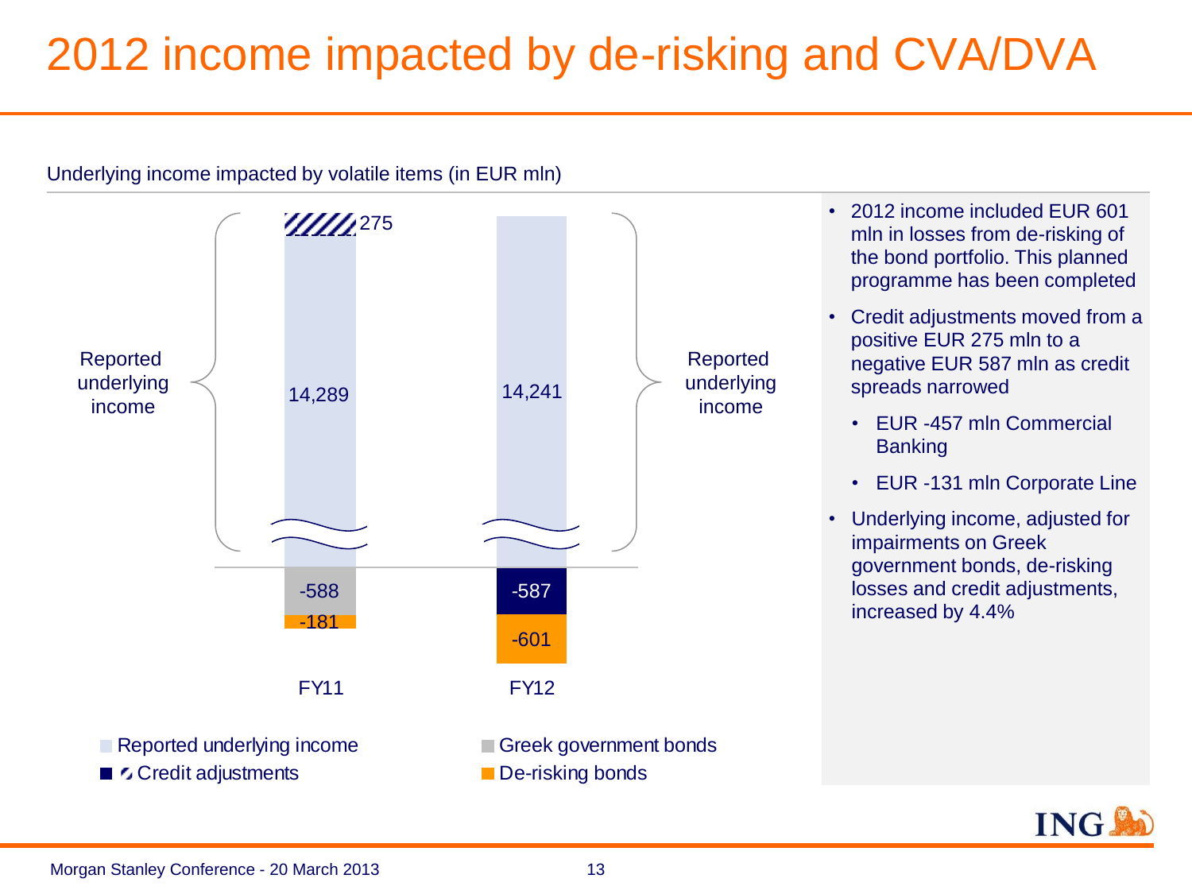# 2012 income impacted by de-risking and CVA/DVA

Underlying income impacted by volatile items (in EUR mln)

| | FY11 | FY12 |
|---|---|---|
| Reported underlying income | 14,289 | 14,241 |
| Credit adjustments | 275 | -587 |
| Greek government bonds | -588 | |
| De-risking bonds | -181 | -601 |

- 2012 income included EUR 601 mln in losses from de-risking of the bond portfolio. This planned programme has been completed
- Credit adjustments moved from a positive EUR 275 mln to a negative EUR 587 mln as credit spreads narrowed
  - EUR -457 mln Commercial Banking
  - EUR -131 mln Corporate Line
- Underlying income, adjusted for impairments on Greek government bonds, de-risking losses and credit adjustments, increased by 4.4%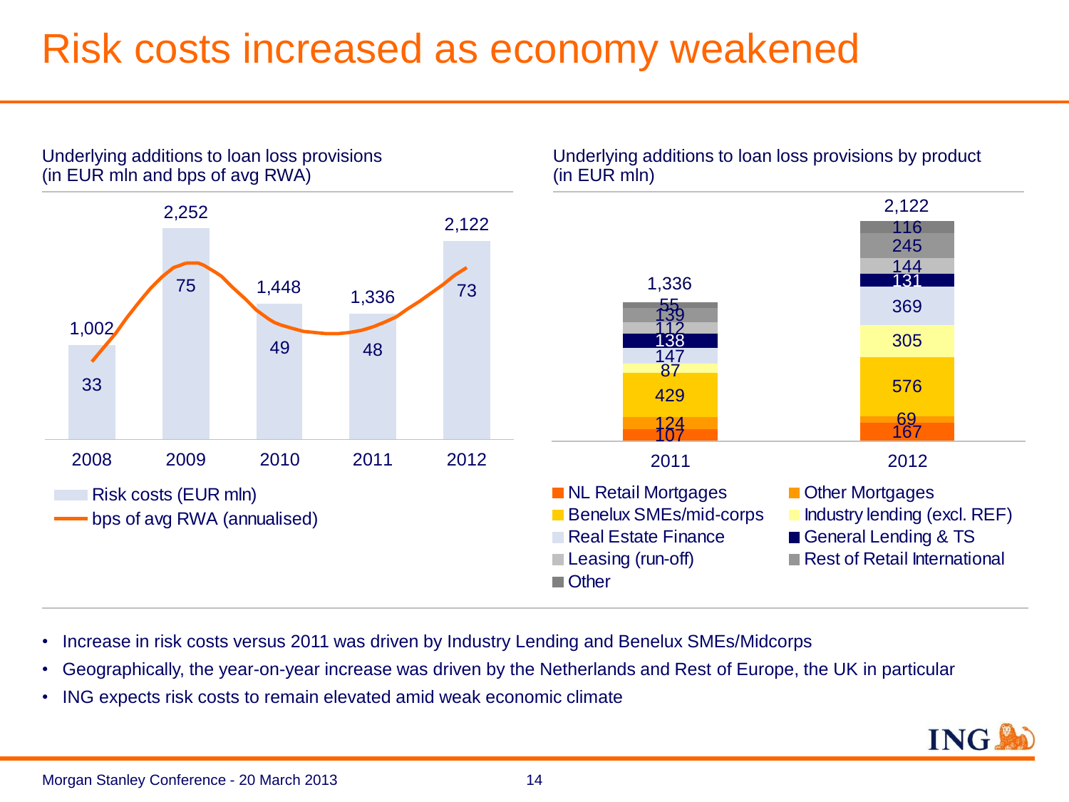# Risk costs increased as economy weakened

## Underlying additions to loan loss provisions (in EUR mln and bps of avg RWA)

| Year | Risk costs (EUR mln) | bps of avg RWA (annualised) |
|---|---|---|
| 2008 | 1,002 | 33 |
| 2009 | 2,252 | 75 |
| 2010 | 1,448 | 49 |
| 2011 | 1,336 | 48 |
| 2012 | 2,122 | 73 |

## Underlying additions to loan loss provisions by product (in EUR mln)

| Product | 2011 | 2012 |
|---|---|---|
| NL Retail Mortgages | 107 | 167 |
| Other Mortgages | 124 | 69 |
| Benelux SMEs/mid-corps | 429 | 576 |
| Industry lending (excl. REF) | 87 | 305 |
| Real Estate Finance | 147 | 369 |
| General Lending & TS | 138 | 131 |
| Leasing (run-off) | 112 | 144 |
| Rest of Retail International | 139 | 245 |
| Other | 55 | 116 |
| **Total** | **1,336** | **2,122** |

- Increase in risk costs versus 2011 was driven by Industry Lending and Benelux SMEs/Midcorps
- Geographically, the year-on-year increase was driven by the Netherlands and Rest of Europe, the UK in particular
- ING expects risk costs to remain elevated amid weak economic climate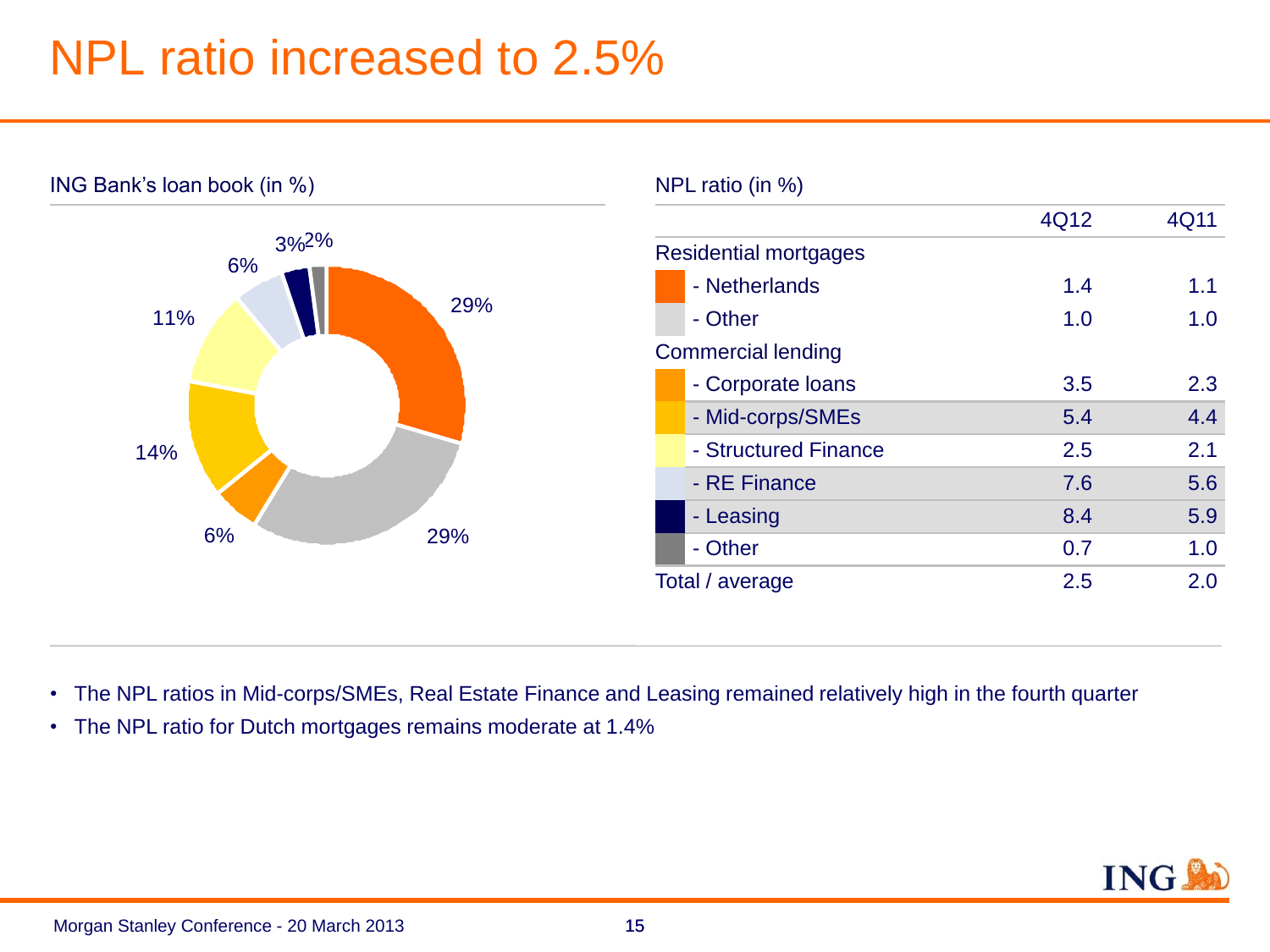# NPL ratio increased to 2.5%

ING Bank's loan book (in %)

29%, 29%, 6%, 14%, 11%, 6%, 3%, 2%

NPL ratio (in %)

| | 4Q12 | 4Q11 |
|---|---|---|
| Residential mortgages | | |
| - Netherlands | 1.4 | 1.1 |
| - Other | 1.0 | 1.0 |
| Commercial lending | | |
| - Corporate loans | 3.5 | 2.3 |
| - Mid-corps/SMEs | 5.4 | 4.4 |
| - Structured Finance | 2.5 | 2.1 |
| - RE Finance | 7.6 | 5.6 |
| - Leasing | 8.4 | 5.9 |
| - Other | 0.7 | 1.0 |
| Total / average | 2.5 | 2.0 |

- The NPL ratios in Mid-corps/SMEs, Real Estate Finance and Leasing remained relatively high in the fourth quarter
- The NPL ratio for Dutch mortgages remains moderate at 1.4%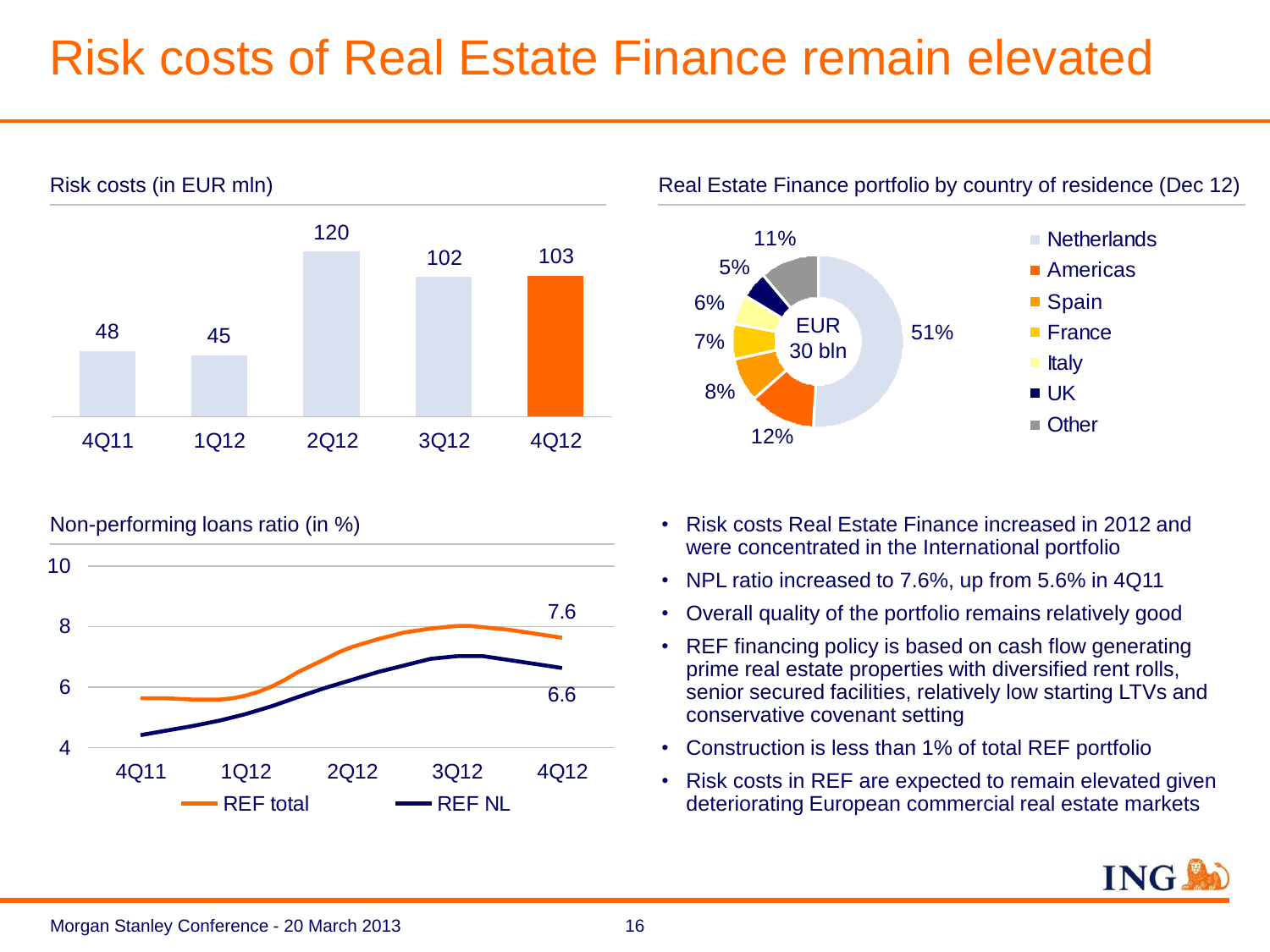# Risk costs of Real Estate Finance remain elevated

**Risk costs (in EUR mln)**

| 4Q11 | 1Q12 | 2Q12 | 3Q12 | 4Q12 |
|---|---|---|---|---|
| 48 | 45 | 120 | 102 | 103 |

**Real Estate Finance portfolio by country of residence (Dec 12)**

EUR 30 bln

| Country | Share |
|---|---|
| Netherlands | 51% |
| Americas | 12% |
| Spain | 8% |
| France | 7% |
| Italy | 6% |
| UK | 5% |
| Other | 11% |

**Non-performing loans ratio (in %)**

| | 4Q11 | 4Q12 |
|---|---|---|
| REF total | | 7.6 |
| REF NL | | 6.6 |

- Risk costs Real Estate Finance increased in 2012 and were concentrated in the International portfolio
- NPL ratio increased to 7.6%, up from 5.6% in 4Q11
- Overall quality of the portfolio remains relatively good
- REF financing policy is based on cash flow generating prime real estate properties with diversified rent rolls, senior secured facilities, relatively low starting LTVs and conservative covenant setting
- Construction is less than 1% of total REF portfolio
- Risk costs in REF are expected to remain elevated given deteriorating European commercial real estate markets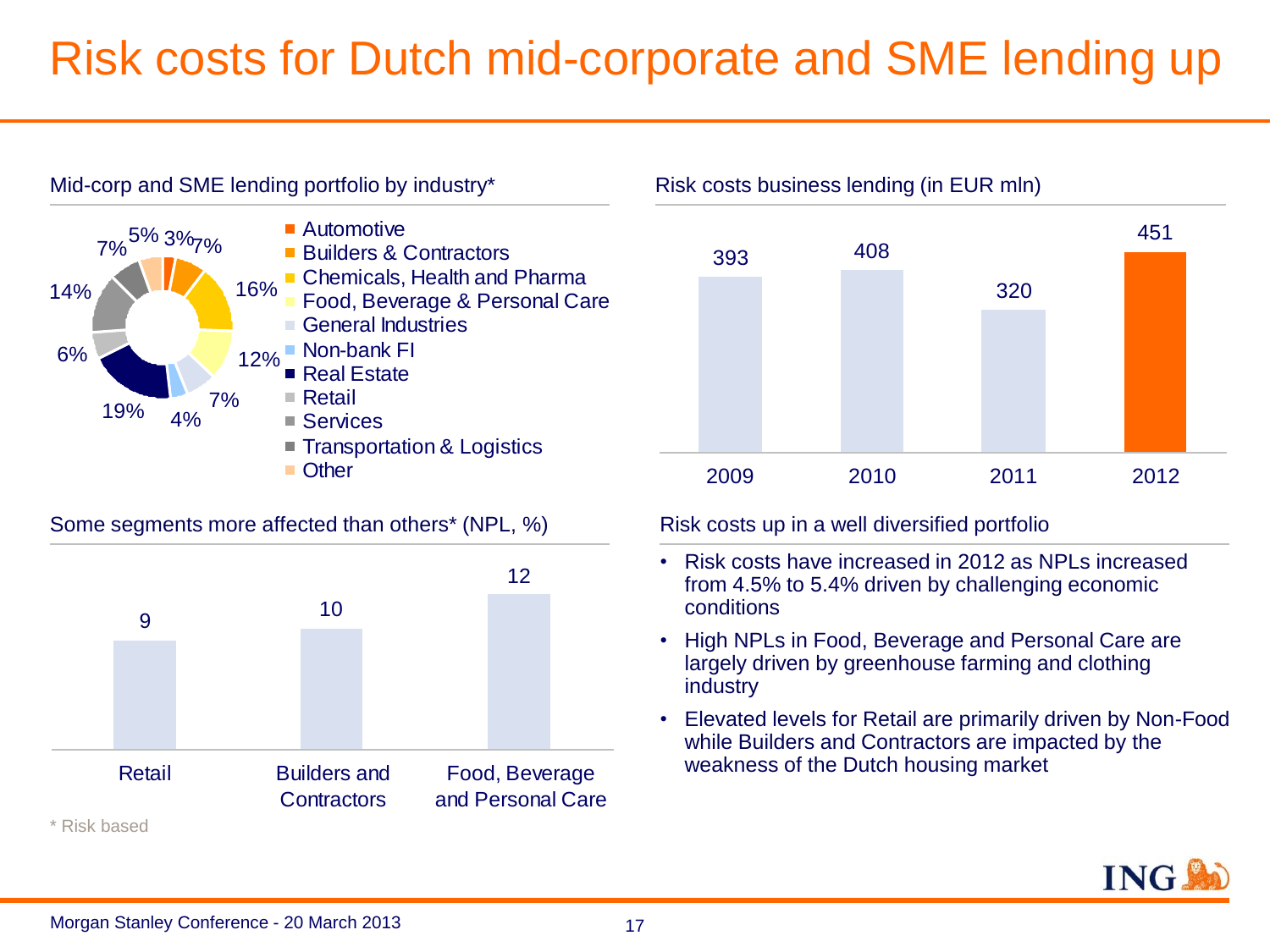# Risk costs for Dutch mid-corporate and SME lending up

## Mid-corp and SME lending portfolio by industry*

| Industry | Share |
| --- | --- |
| Automotive | 3% |
| Builders & Contractors | 7% |
| Chemicals, Health and Pharma | 16% |
| Food, Beverage & Personal Care | 12% |
| General Industries | 7% |
| Non-bank FI | 4% |
| Real Estate | 19% |
| Retail | 6% |
| Services | 14% |
| Transportation & Logistics | 7% |
| Other | 5% |

## Risk costs business lending (in EUR mln)

| 2009 | 2010 | 2011 | 2012 |
| --- | --- | --- | --- |
| 393 | 408 | 320 | 451 |

## Some segments more affected than others* (NPL, %)

| Retail | Builders and Contractors | Food, Beverage and Personal Care |
| --- | --- | --- |
| 9 | 10 | 12 |

* Risk based

## Risk costs up in a well diversified portfolio

- Risk costs have increased in 2012 as NPLs increased from 4.5% to 5.4% driven by challenging economic conditions
- High NPLs in Food, Beverage and Personal Care are largely driven by greenhouse farming and clothing industry
- Elevated levels for Retail are primarily driven by Non-Food while Builders and Contractors are impacted by the weakness of the Dutch housing market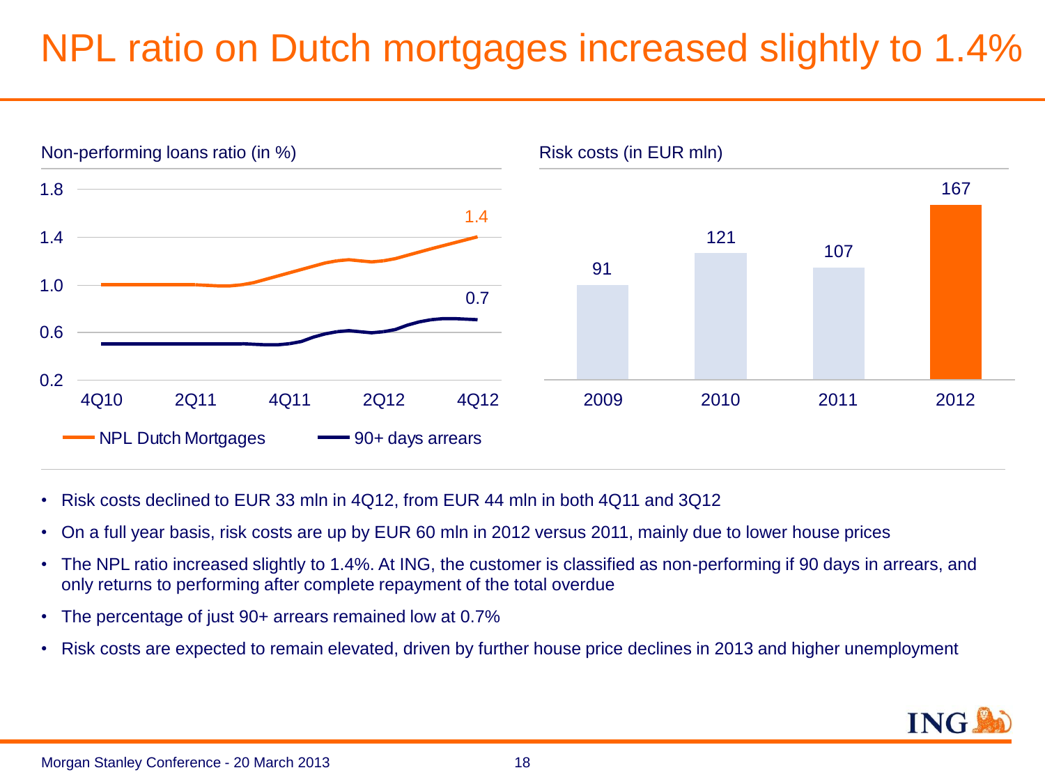# NPL ratio on Dutch mortgages increased slightly to 1.4%

**Non-performing loans ratio (in %)**

| | 4Q10 | 4Q12 |
|---|---|---|
| NPL Dutch Mortgages | 1.0 | 1.4 |
| 90+ days arrears | 0.5 | 0.7 |

**Risk costs (in EUR mln)**

| 2009 | 2010 | 2011 | 2012 |
|---|---|---|---|
| 91 | 121 | 107 | 167 |

- Risk costs declined to EUR 33 mln in 4Q12, from EUR 44 mln in both 4Q11 and 3Q12
- On a full year basis, risk costs are up by EUR 60 mln in 2012 versus 2011, mainly due to lower house prices
- The NPL ratio increased slightly to 1.4%. At ING, the customer is classified as non-performing if 90 days in arrears, and only returns to performing after complete repayment of the total overdue
- The percentage of just 90+ arrears remained low at 0.7%
- Risk costs are expected to remain elevated, driven by further house price declines in 2013 and higher unemployment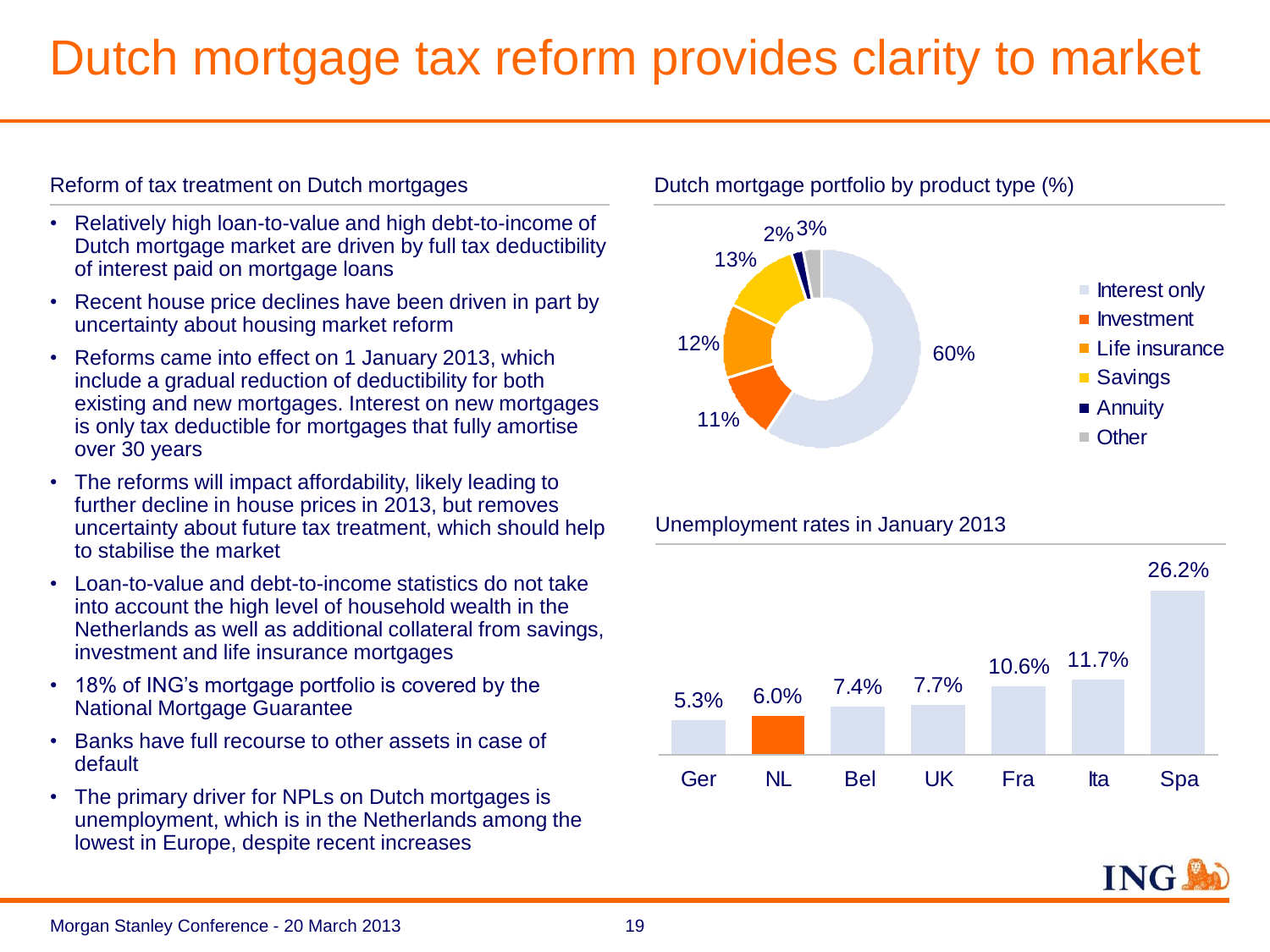# Dutch mortgage tax reform provides clarity to market

## Reform of tax treatment on Dutch mortgages

- Relatively high loan-to-value and high debt-to-income of Dutch mortgage market are driven by full tax deductibility of interest paid on mortgage loans
- Recent house price declines have been driven in part by uncertainty about housing market reform
- Reforms came into effect on 1 January 2013, which include a gradual reduction of deductibility for both existing and new mortgages. Interest on new mortgages is only tax deductible for mortgages that fully amortise over 30 years
- The reforms will impact affordability, likely leading to further decline in house prices in 2013, but removes uncertainty about future tax treatment, which should help to stabilise the market
- Loan-to-value and debt-to-income statistics do not take into account the high level of household wealth in the Netherlands as well as additional collateral from savings, investment and life insurance mortgages
- 18% of ING's mortgage portfolio is covered by the National Mortgage Guarantee
- Banks have full recourse to other assets in case of default
- The primary driver for NPLs on Dutch mortgages is unemployment, which is in the Netherlands among the lowest in Europe, despite recent increases

## Dutch mortgage portfolio by product type (%)

| Product type | % |
|---|---|
| Interest only | 60% |
| Investment | 11% |
| Life insurance | 12% |
| Savings | 13% |
| Annuity | 2% |
| Other | 3% |

## Unemployment rates in January 2013

| Ger | NL | Bel | UK | Fra | Ita | Spa |
|---|---|---|---|---|---|---|
| 5.3% | 6.0% | 7.4% | 7.7% | 10.6% | 11.7% | 26.2% |

Morgan Stanley Conference - 20 March 2013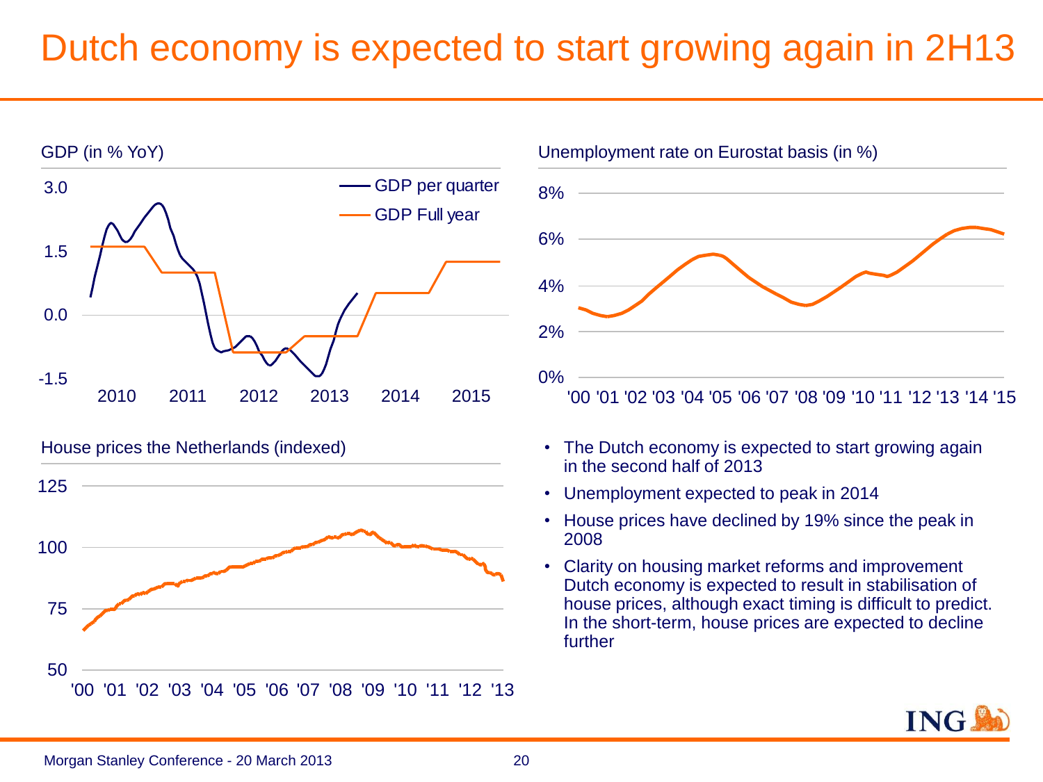# Dutch economy is expected to start growing again in 2H13

GDP (in % YoY)

Unemployment rate on Eurostat basis (in %)

House prices the Netherlands (indexed)

- The Dutch economy is expected to start growing again in the second half of 2013
- Unemployment expected to peak in 2014
- House prices have declined by 19% since the peak in 2008
- Clarity on housing market reforms and improvement Dutch economy is expected to result in stabilisation of house prices, although exact timing is difficult to predict. In the short-term, house prices are expected to decline further

Morgan Stanley Conference - 20 March 2013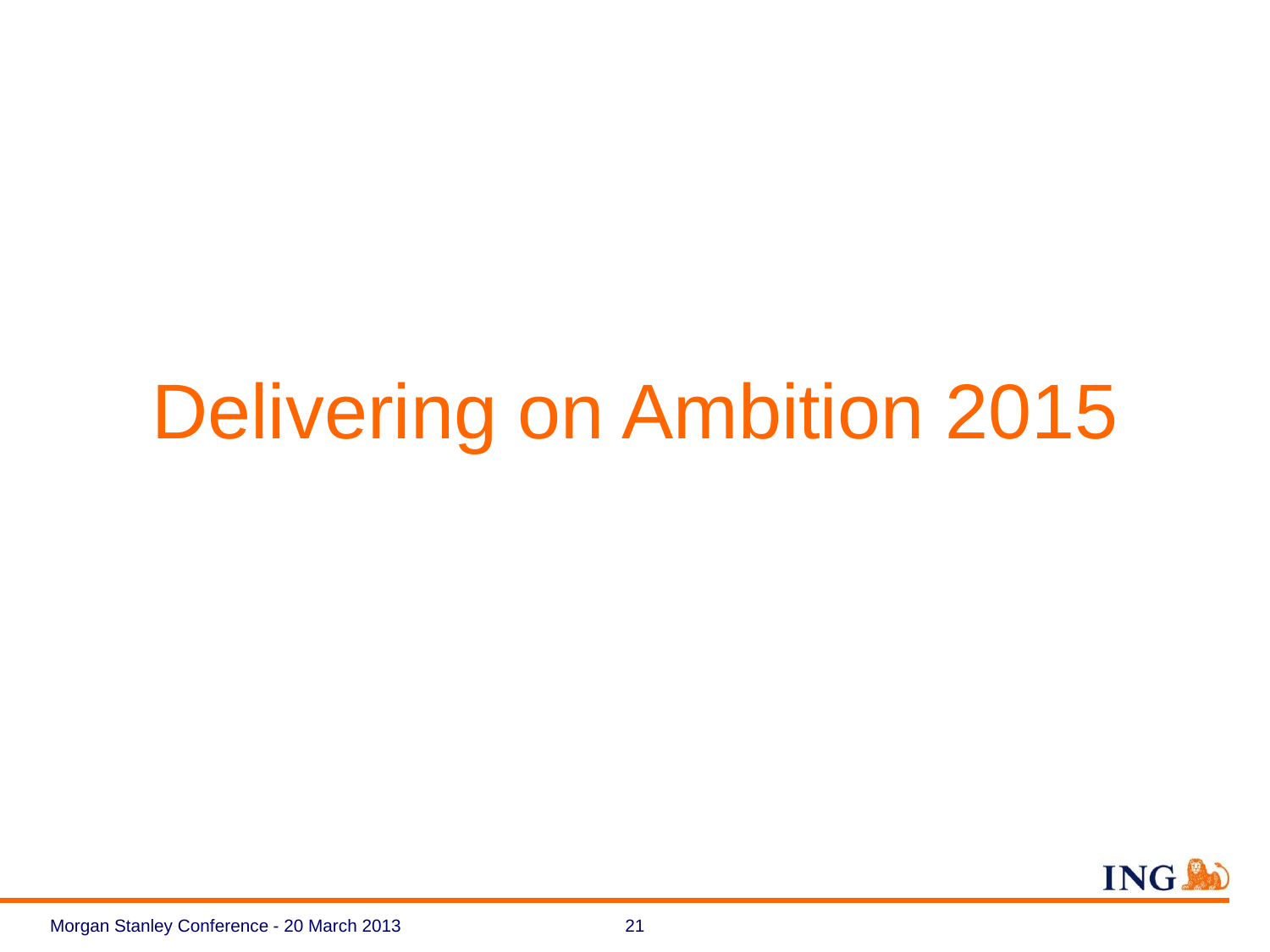# Delivering on Ambition 2015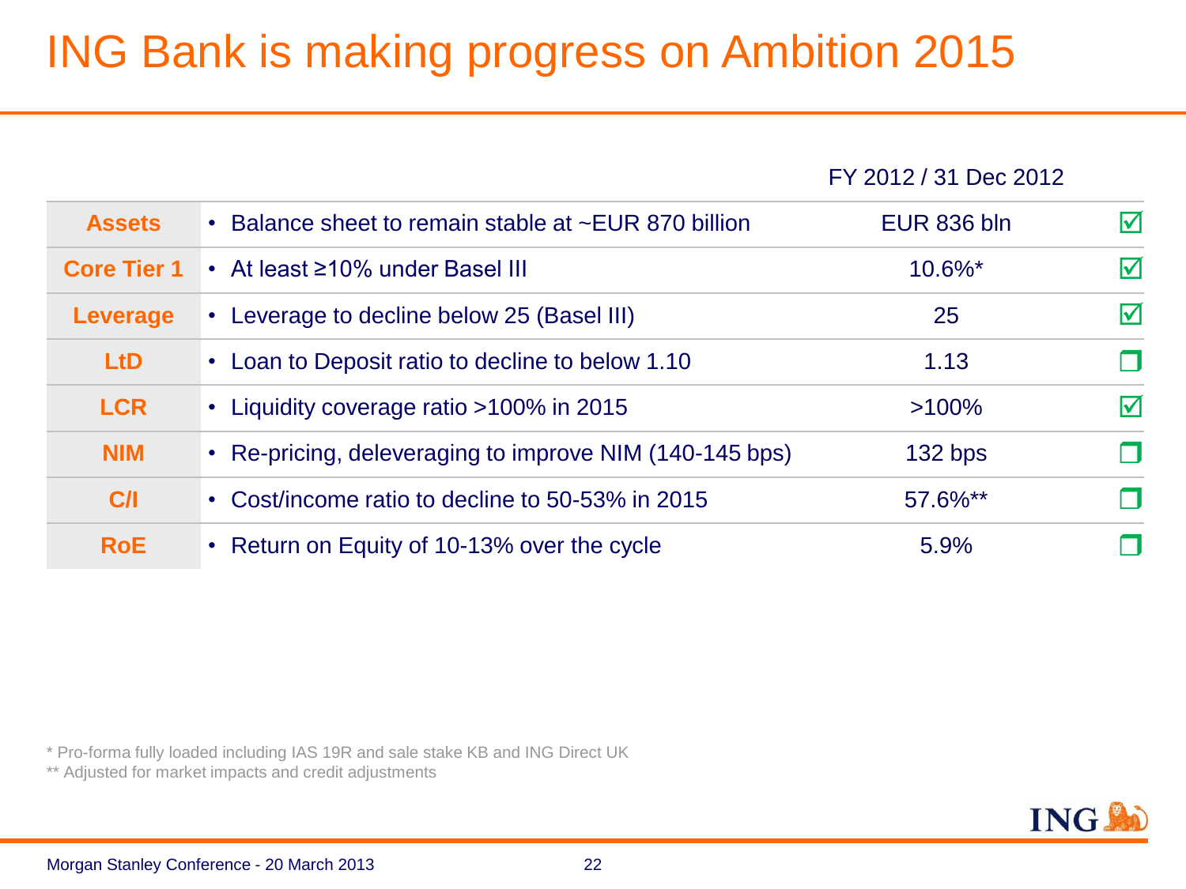# ING Bank is making progress on Ambition 2015

| | | FY 2012 / 31 Dec 2012 | |
|---|---|---|---|
| **Assets** | • Balance sheet to remain stable at ~EUR 870 billion | EUR 836 bln | ☑ |
| **Core Tier 1** | • At least ≥10% under Basel III | 10.6%* | ☑ |
| **Leverage** | • Leverage to decline below 25 (Basel III) | 25 | ☑ |
| **LtD** | • Loan to Deposit ratio to decline to below 1.10 | 1.13 | ☐ |
| **LCR** | • Liquidity coverage ratio >100% in 2015 | >100% | ☑ |
| **NIM** | • Re-pricing, deleveraging to improve NIM (140-145 bps) | 132 bps | ☐ |
| **C/I** | • Cost/income ratio to decline to 50-53% in 2015 | 57.6%** | ☐ |
| **RoE** | • Return on Equity of 10-13% over the cycle | 5.9% | ☐ |

\* Pro-forma fully loaded including IAS 19R and sale stake KB and ING Direct UK

\*\* Adjusted for market impacts and credit adjustments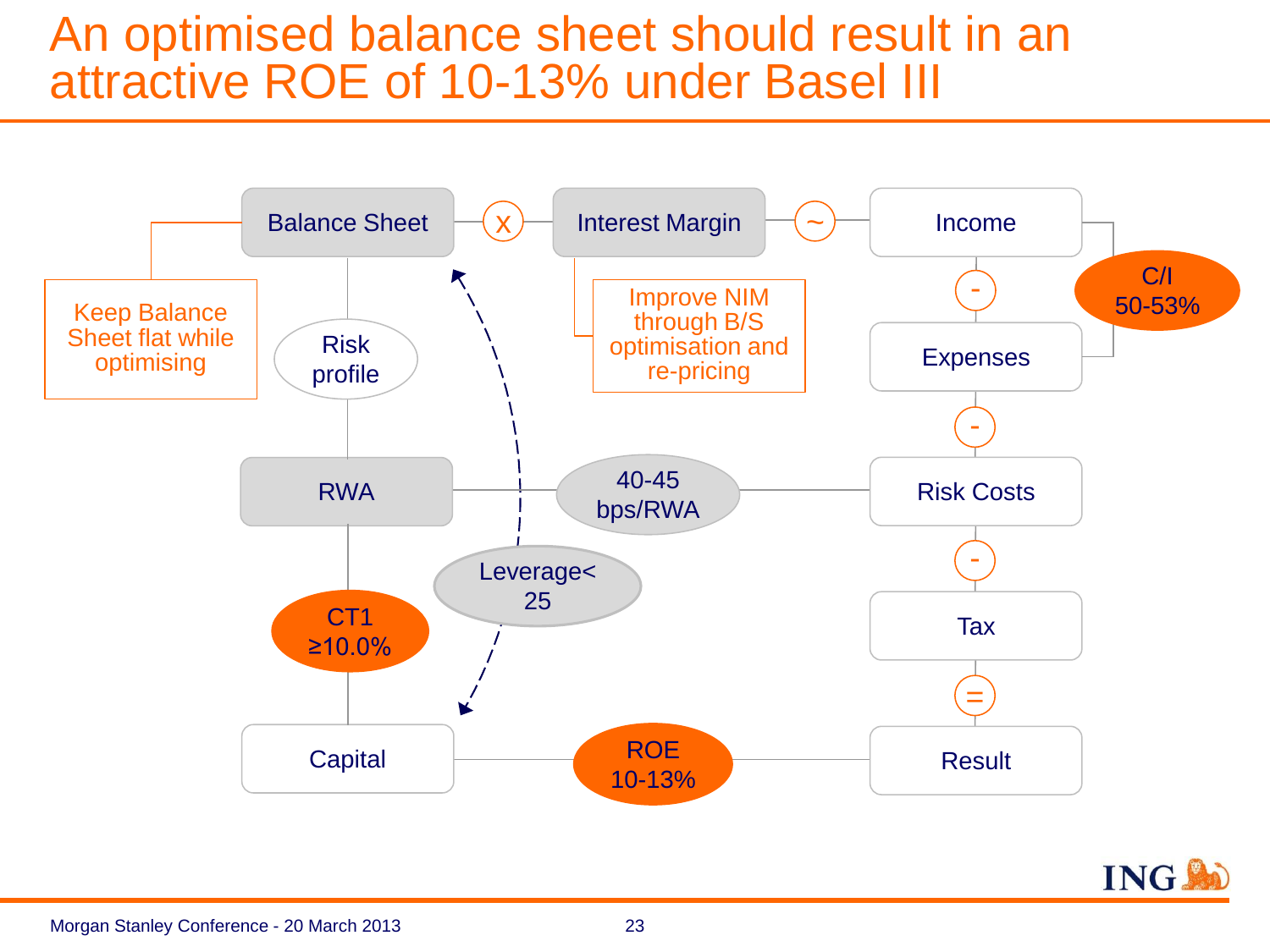# An optimised balance sheet should result in an attractive ROE of 10-13% under Basel III

Balance Sheet x Interest Margin ~ Income

Keep Balance Sheet flat while optimising

Improve NIM through B/S optimisation and re-pricing

Income - Expenses

C/I 50-53%

Risk profile

RWA — 40-45 bps/RWA — Risk Costs

Leverage< 25

CT1 ≥10.0%

Capital — ROE 10-13% — Result

Expenses - Risk Costs - Tax = Result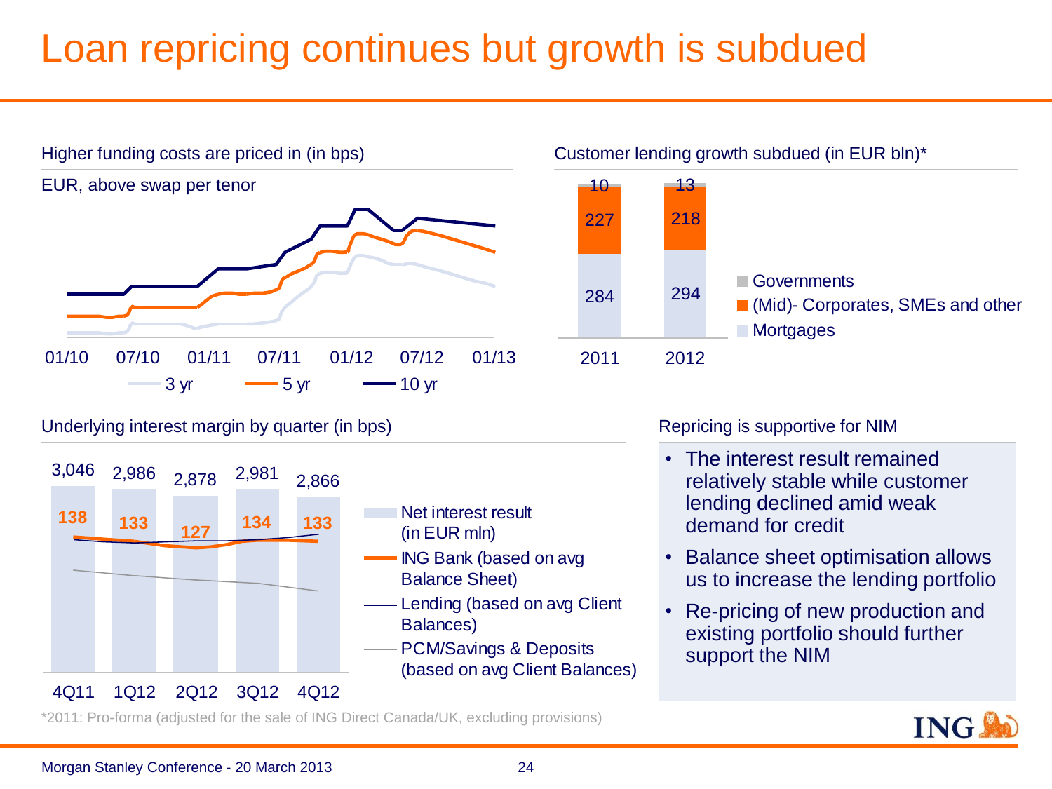# Loan repricing continues but growth is subdued

## Higher funding costs are priced in (in bps)

EUR, above swap per tenor

01/10 | 07/10 | 01/11 | 07/11 | 01/12 | 07/12 | 01/13

3 yr | 5 yr | 10 yr

## Customer lending growth subdued (in EUR bln)*

| | 2011 | 2012 |
|---|---|---|
| Governments | 10 | 13 |
| (Mid)- Corporates, SMEs and other | 227 | 218 |
| Mortgages | 284 | 294 |

## Underlying interest margin by quarter (in bps)

| | 4Q11 | 1Q12 | 2Q12 | 3Q12 | 4Q12 |
|---|---|---|---|---|---|
| Net interest result (in EUR mln) | 3,046 | 2,986 | 2,878 | 2,981 | 2,866 |
| ING Bank (based on avg Balance Sheet) | 138 | 133 | 127 | 134 | 133 |

Legend: Net interest result (in EUR mln); ING Bank (based on avg Balance Sheet); Lending (based on avg Client Balances); PCM/Savings & Deposits (based on avg Client Balances)

## Repricing is supportive for NIM

- The interest result remained relatively stable while customer lending declined amid weak demand for credit
- Balance sheet optimisation allows us to increase the lending portfolio
- Re-pricing of new production and existing portfolio should further support the NIM

*2011: Pro-forma (adjusted for the sale of ING Direct Canada/UK, excluding provisions)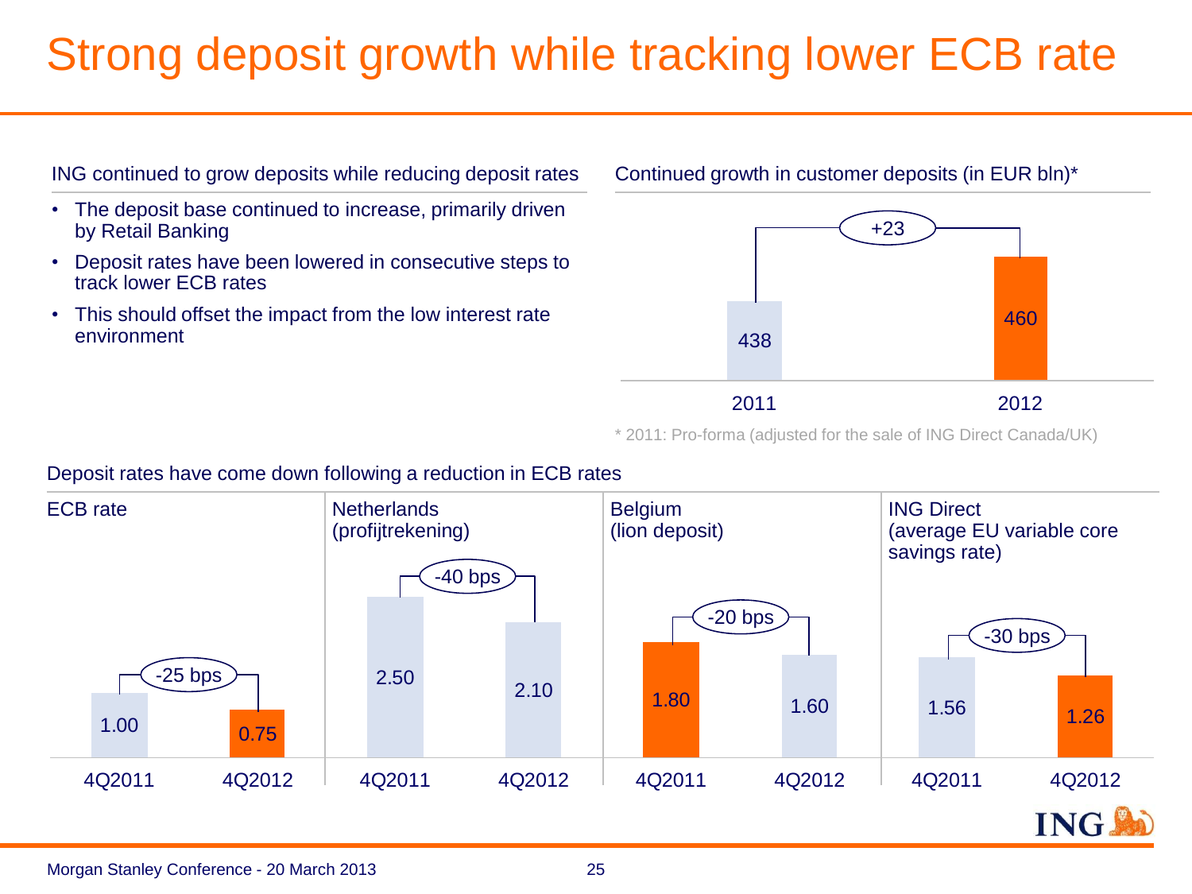# Strong deposit growth while tracking lower ECB rate

## ING continued to grow deposits while reducing deposit rates

- The deposit base continued to increase, primarily driven by Retail Banking
- Deposit rates have been lowered in consecutive steps to track lower ECB rates
- This should offset the impact from the low interest rate environment

## Continued growth in customer deposits (in EUR bln)*

| | 2011 | 2012 |
|---|---|---|
| Customer deposits | 438 | 460 |

Change: +23

* 2011: Pro-forma (adjusted for the sale of ING Direct Canada/UK)

## Deposit rates have come down following a reduction in ECB rates

| | 4Q2011 | 4Q2012 | Change |
|---|---|---|---|
| ECB rate | 1.00 | 0.75 | -25 bps |
| Netherlands (profijtrekening) | 2.50 | 2.10 | -40 bps |
| Belgium (lion deposit) | 1.80 | 1.60 | -20 bps |
| ING Direct (average EU variable core savings rate) | 1.56 | 1.26 | -30 bps |

Morgan Stanley Conference - 20 March 2013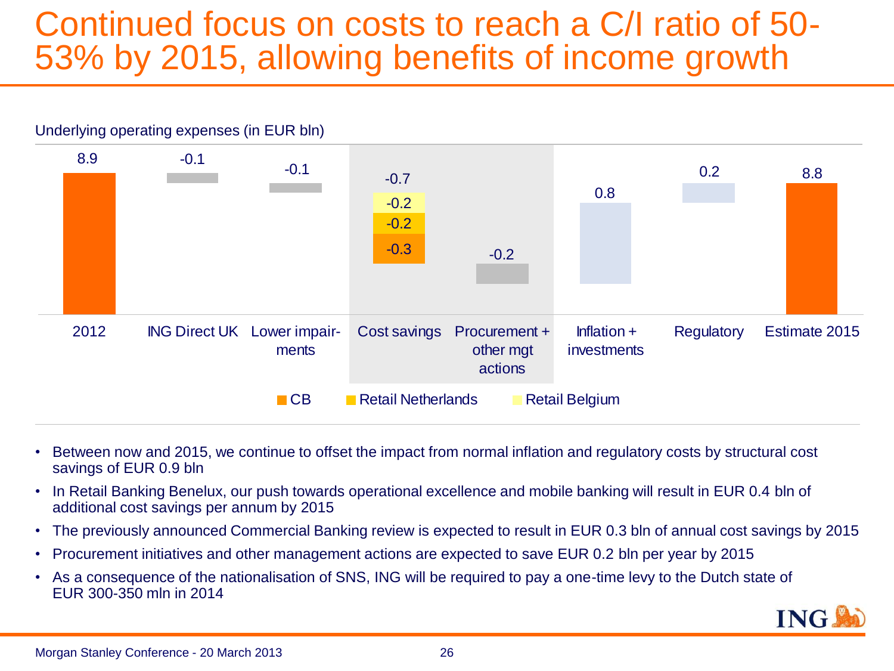# Continued focus on costs to reach a C/I ratio of 50-53% by 2015, allowing benefits of income growth

Underlying operating expenses (in EUR bln)

| 2012 | ING Direct UK | Lower impair-ments | Cost savings | Procurement + other mgt actions | Inflation + investments | Regulatory | Estimate 2015 |
|---|---|---|---|---|---|---|---|
| 8.9 | -0.1 | -0.1 | -0.7 (CB -0.3, Retail Netherlands -0.2, Retail Belgium -0.2) | -0.2 | 0.8 | 0.2 | 8.8 |

■ CB ■ Retail Netherlands ■ Retail Belgium

- Between now and 2015, we continue to offset the impact from normal inflation and regulatory costs by structural cost savings of EUR 0.9 bln
- In Retail Banking Benelux, our push towards operational excellence and mobile banking will result in EUR 0.4 bln of additional cost savings per annum by 2015
- The previously announced Commercial Banking review is expected to result in EUR 0.3 bln of annual cost savings by 2015
- Procurement initiatives and other management actions are expected to save EUR 0.2 bln per year by 2015
- As a consequence of the nationalisation of SNS, ING will be required to pay a one-time levy to the Dutch state of EUR 300-350 mln in 2014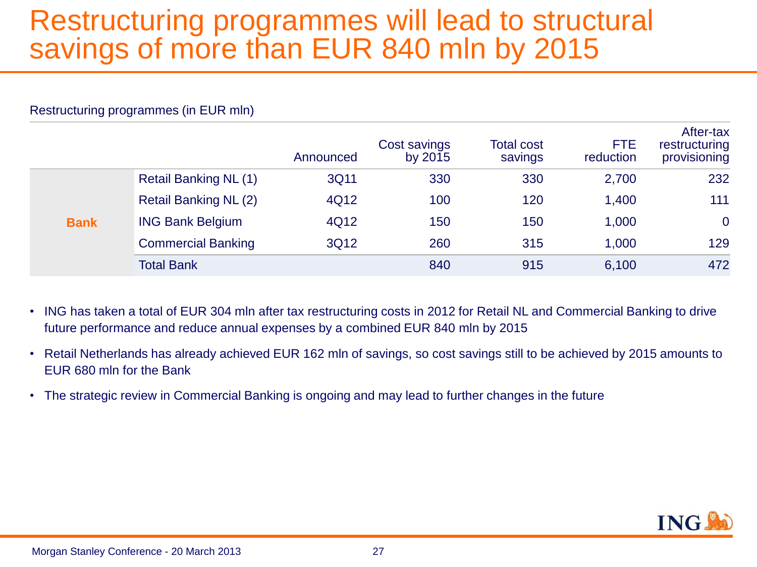# Restructuring programmes will lead to structural savings of more than EUR 840 mln by 2015

Restructuring programmes (in EUR mln)

| | | Announced | Cost savings by 2015 | Total cost savings | FTE reduction | After-tax restructuring provisioning |
|---|---|---|---|---|---|---|
| **Bank** | Retail Banking NL (1) | 3Q11 | 330 | 330 | 2,700 | 232 |
| | Retail Banking NL (2) | 4Q12 | 100 | 120 | 1,400 | 111 |
| | ING Bank Belgium | 4Q12 | 150 | 150 | 1,000 | 0 |
| | Commercial Banking | 3Q12 | 260 | 315 | 1,000 | 129 |
| | Total Bank | | 840 | 915 | 6,100 | 472 |

- ING has taken a total of EUR 304 mln after tax restructuring costs in 2012 for Retail NL and Commercial Banking to drive future performance and reduce annual expenses by a combined EUR 840 mln by 2015
- Retail Netherlands has already achieved EUR 162 mln of savings, so cost savings still to be achieved by 2015 amounts to EUR 680 mln for the Bank
- The strategic review in Commercial Banking is ongoing and may lead to further changes in the future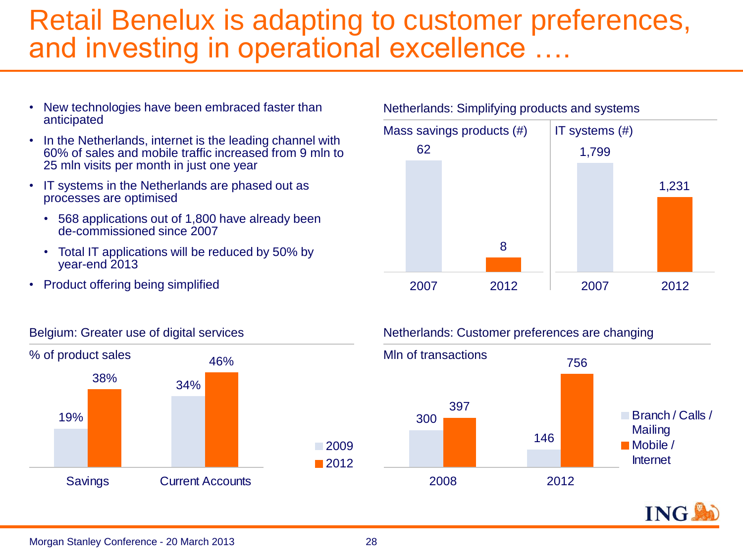# Retail Benelux is adapting to customer preferences, and investing in operational excellence ….

- New technologies have been embraced faster than anticipated
- In the Netherlands, internet is the leading channel with 60% of sales and mobile traffic increased from 9 mln to 25 mln visits per month in just one year
- IT systems in the Netherlands are phased out as processes are optimised
  - 568 applications out of 1,800 have already been de-commissioned since 2007
  - Total IT applications will be reduced by 50% by year-end 2013
- Product offering being simplified

## Netherlands: Simplifying products and systems

| | 2007 | 2012 |
|---|---|---|
| Mass savings products (#) | 62 | 8 |
| IT systems (#) | 1,799 | 1,231 |

## Belgium: Greater use of digital services

% of product sales

| | 2009 | 2012 |
|---|---|---|
| Savings | 19% | 38% |
| Current Accounts | 34% | 46% |

## Netherlands: Customer preferences are changing

Mln of transactions

| | Branch / Calls / Mailing | Mobile / Internet |
|---|---|---|
| 2008 | 300 | 397 |
| 2012 | 146 | 756 |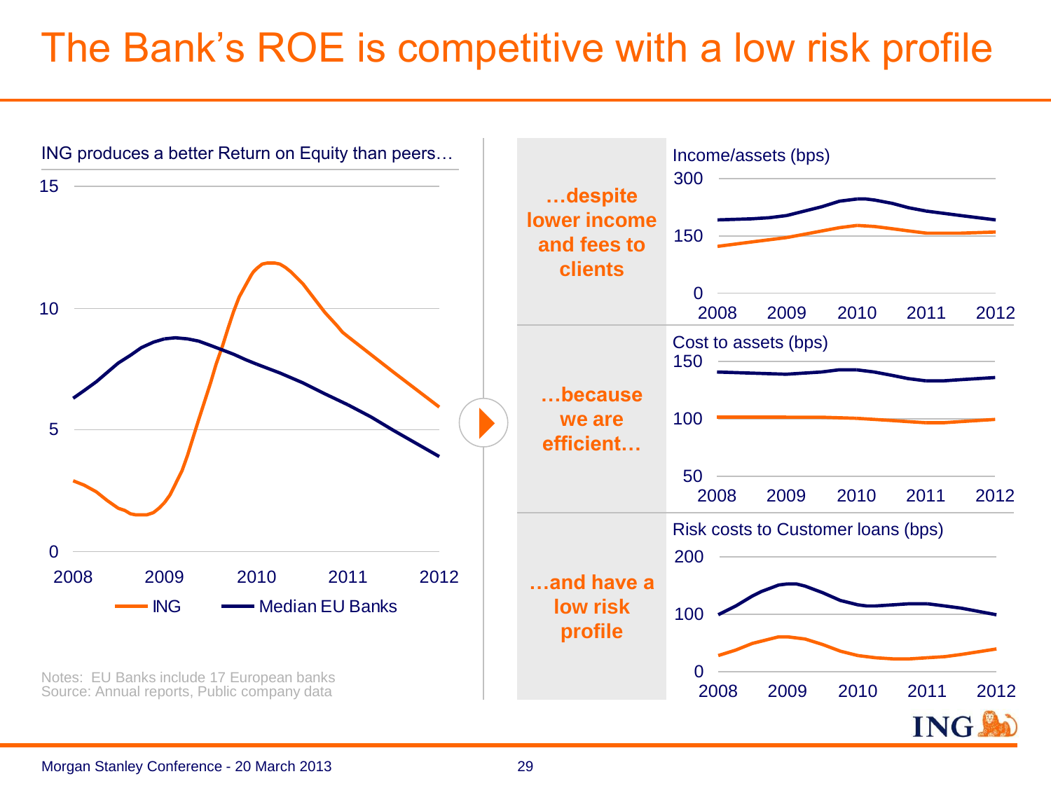# The Bank's ROE is competitive with a low risk profile

ING produces a better Return on Equity than peers…

15

10

5

0

2008 2009 2010 2011 2012

ING — Median EU Banks

Notes: EU Banks include 17 European banks
Source: Annual reports, Public company data

**…despite lower income and fees to clients**

Income/assets (bps)

300

150

0

2008 2009 2010 2011 2012

**…because we are efficient…**

Cost to assets (bps)

150

100

50

2008 2009 2010 2011 2012

**…and have a low risk profile**

Risk costs to Customer loans (bps)

200

100

0

2008 2009 2010 2011 2012

Morgan Stanley Conference - 20 March 2013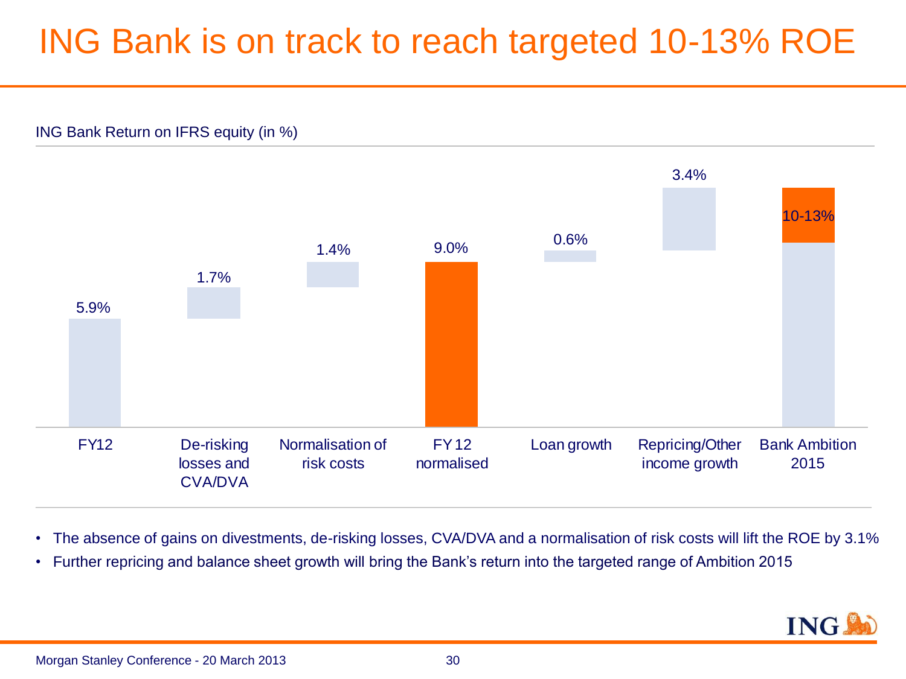# ING Bank is on track to reach targeted 10-13% ROE

ING Bank Return on IFRS equity (in %)

| FY12 | De-risking losses and CVA/DVA | Normalisation of risk costs | FY 12 normalised | Loan growth | Repricing/Other income growth | Bank Ambition 2015 |
|---|---|---|---|---|---|---|
| 5.9% | 1.7% | 1.4% | 9.0% | 0.6% | 3.4% | 10-13% |

- The absence of gains on divestments, de-risking losses, CVA/DVA and a normalisation of risk costs will lift the ROE by 3.1%
- Further repricing and balance sheet growth will bring the Bank's return into the targeted range of Ambition 2015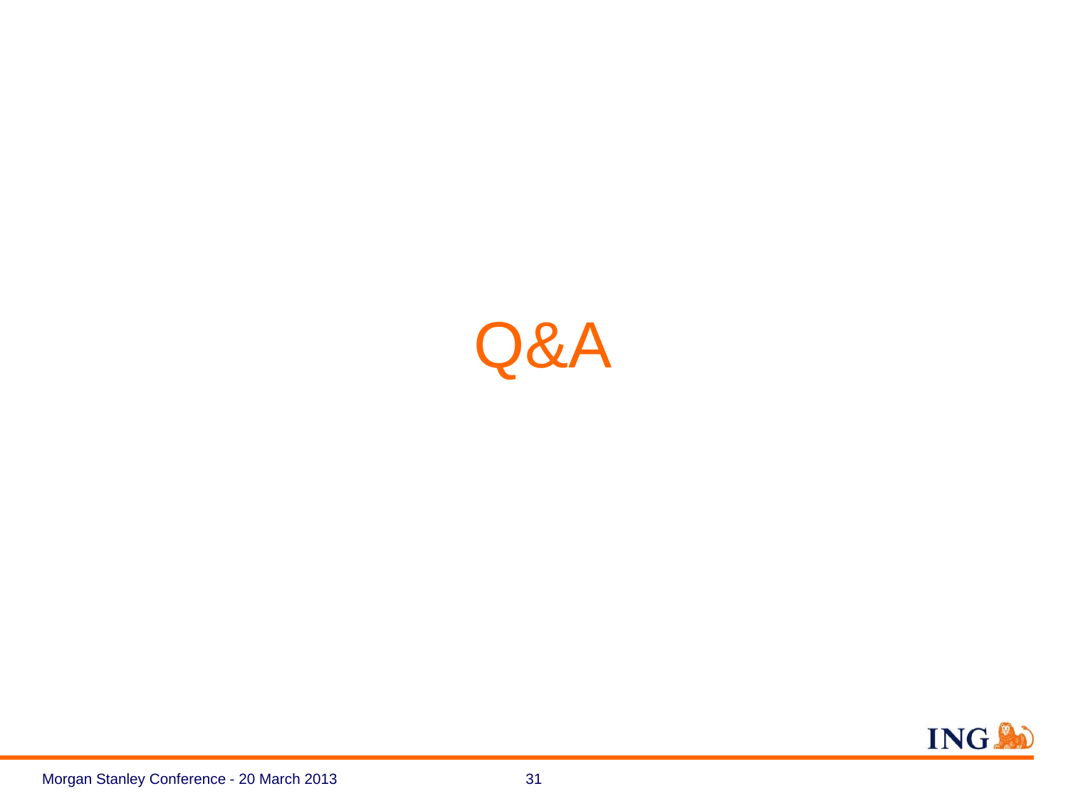# Q&A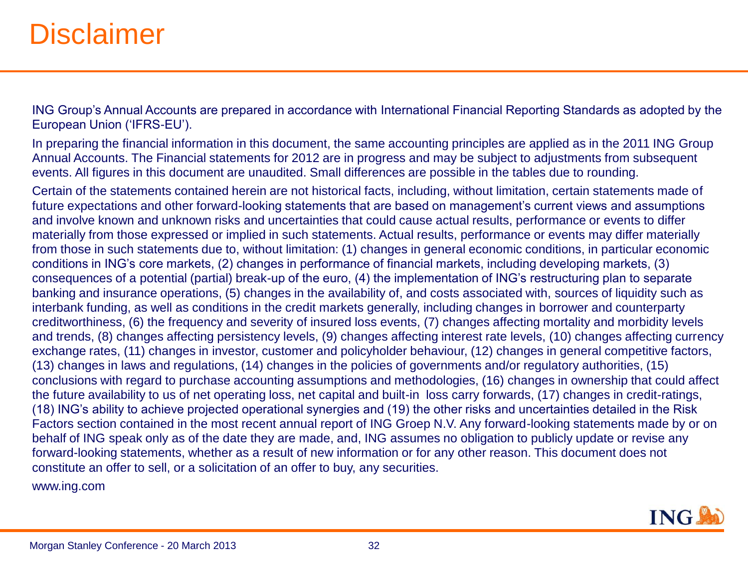# Disclaimer

ING Group's Annual Accounts are prepared in accordance with International Financial Reporting Standards as adopted by the European Union ('IFRS-EU').

In preparing the financial information in this document, the same accounting principles are applied as in the 2011 ING Group Annual Accounts. The Financial statements for 2012 are in progress and may be subject to adjustments from subsequent events. All figures in this document are unaudited. Small differences are possible in the tables due to rounding.

Certain of the statements contained herein are not historical facts, including, without limitation, certain statements made of future expectations and other forward-looking statements that are based on management's current views and assumptions and involve known and unknown risks and uncertainties that could cause actual results, performance or events to differ materially from those expressed or implied in such statements. Actual results, performance or events may differ materially from those in such statements due to, without limitation: (1) changes in general economic conditions, in particular economic conditions in ING's core markets, (2) changes in performance of financial markets, including developing markets, (3) consequences of a potential (partial) break-up of the euro, (4) the implementation of ING's restructuring plan to separate banking and insurance operations, (5) changes in the availability of, and costs associated with, sources of liquidity such as interbank funding, as well as conditions in the credit markets generally, including changes in borrower and counterparty creditworthiness, (6) the frequency and severity of insured loss events, (7) changes affecting mortality and morbidity levels and trends, (8) changes affecting persistency levels, (9) changes affecting interest rate levels, (10) changes affecting currency exchange rates, (11) changes in investor, customer and policyholder behaviour, (12) changes in general competitive factors, (13) changes in laws and regulations, (14) changes in the policies of governments and/or regulatory authorities, (15) conclusions with regard to purchase accounting assumptions and methodologies, (16) changes in ownership that could affect the future availability to us of net operating loss, net capital and built-in loss carry forwards, (17) changes in credit-ratings, (18) ING's ability to achieve projected operational synergies and (19) the other risks and uncertainties detailed in the Risk Factors section contained in the most recent annual report of ING Groep N.V. Any forward-looking statements made by or on behalf of ING speak only as of the date they are made, and, ING assumes no obligation to publicly update or revise any forward-looking statements, whether as a result of new information or for any other reason. This document does not constitute an offer to sell, or a solicitation of an offer to buy, any securities.

www.ing.com